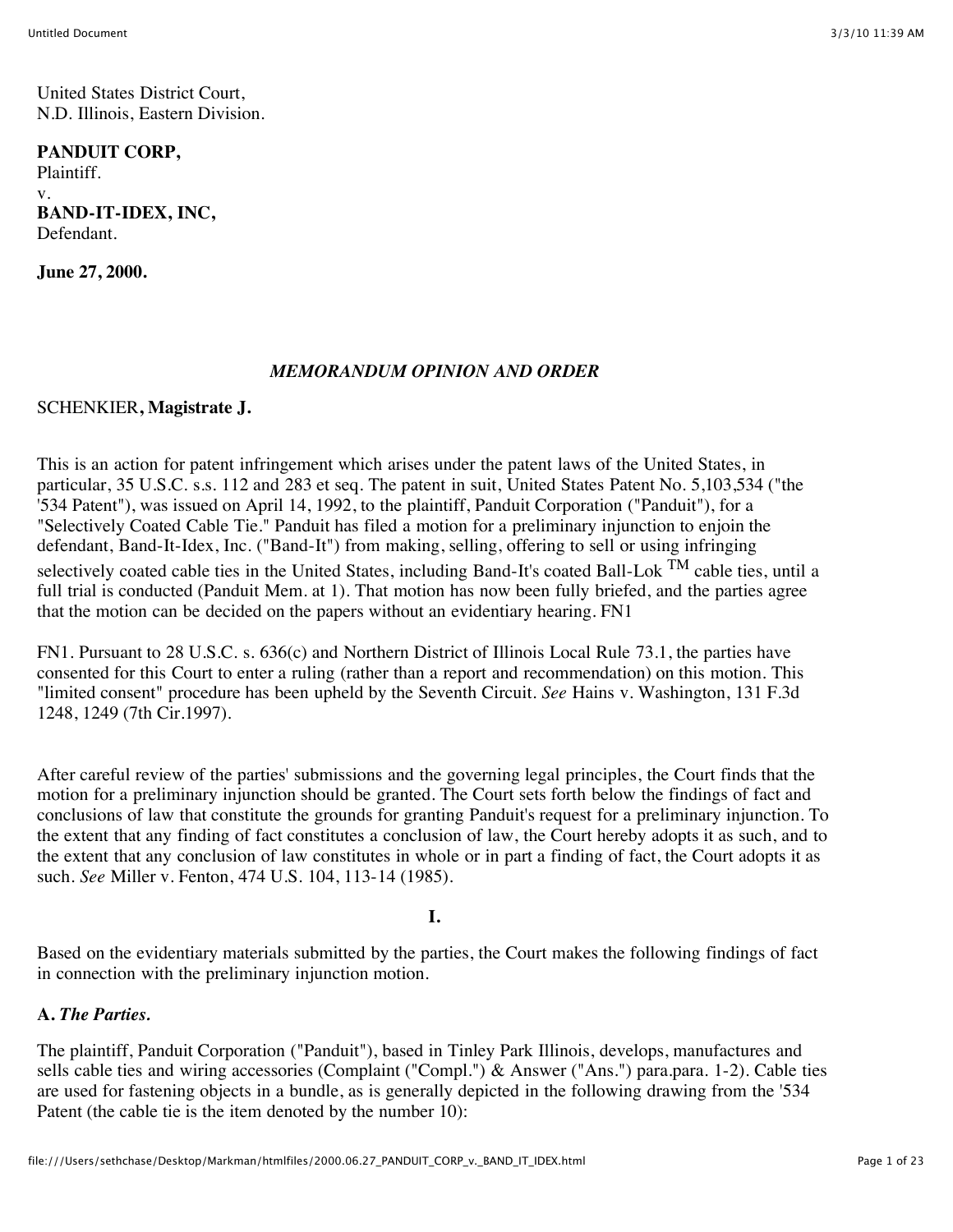United States District Court,
N.D. Illinois, Eastern Division.

**PANDUIT CORP,**
Plaintiff.
v.
**BAND-IT-IDEX, INC,**
Defendant.

**June 27, 2000.**

## *MEMORANDUM OPINION AND ORDER*

SCHENKIER**, Magistrate J.**

This is an action for patent infringement which arises under the patent laws of the United States, in particular, 35 U.S.C. s.s. 112 and 283 et seq. The patent in suit, United States Patent No. 5,103,534 ("the '534 Patent"), was issued on April 14, 1992, to the plaintiff, Panduit Corporation ("Panduit"), for a "Selectively Coated Cable Tie." Panduit has filed a motion for a preliminary injunction to enjoin the defendant, Band-It-Idex, Inc. ("Band-It") from making, selling, offering to sell or using infringing selectively coated cable ties in the United States, including Band-It's coated Ball-Lok TM cable ties, until a full trial is conducted (Panduit Mem. at 1). That motion has now been fully briefed, and the parties agree that the motion can be decided on the papers without an evidentiary hearing. FN1

FN1. Pursuant to 28 U.S.C. s. 636(c) and Northern District of Illinois Local Rule 73.1, the parties have consented for this Court to enter a ruling (rather than a report and recommendation) on this motion. This "limited consent" procedure has been upheld by the Seventh Circuit. *See* Hains v. Washington, 131 F.3d 1248, 1249 (7th Cir.1997).

After careful review of the parties' submissions and the governing legal principles, the Court finds that the motion for a preliminary injunction should be granted. The Court sets forth below the findings of fact and conclusions of law that constitute the grounds for granting Panduit's request for a preliminary injunction. To the extent that any finding of fact constitutes a conclusion of law, the Court hereby adopts it as such, and to the extent that any conclusion of law constitutes in whole or in part a finding of fact, the Court adopts it as such. *See* Miller v. Fenton, 474 U.S. 104, 113-14 (1985).

## I.

Based on the evidentiary materials submitted by the parties, the Court makes the following findings of fact in connection with the preliminary injunction motion.

### A. *The Parties.*

The plaintiff, Panduit Corporation ("Panduit"), based in Tinley Park Illinois, develops, manufactures and sells cable ties and wiring accessories (Complaint ("Compl.") & Answer ("Ans.") para.para. 1-2). Cable ties are used for fastening objects in a bundle, as is generally depicted in the following drawing from the '534 Patent (the cable tie is the item denoted by the number 10):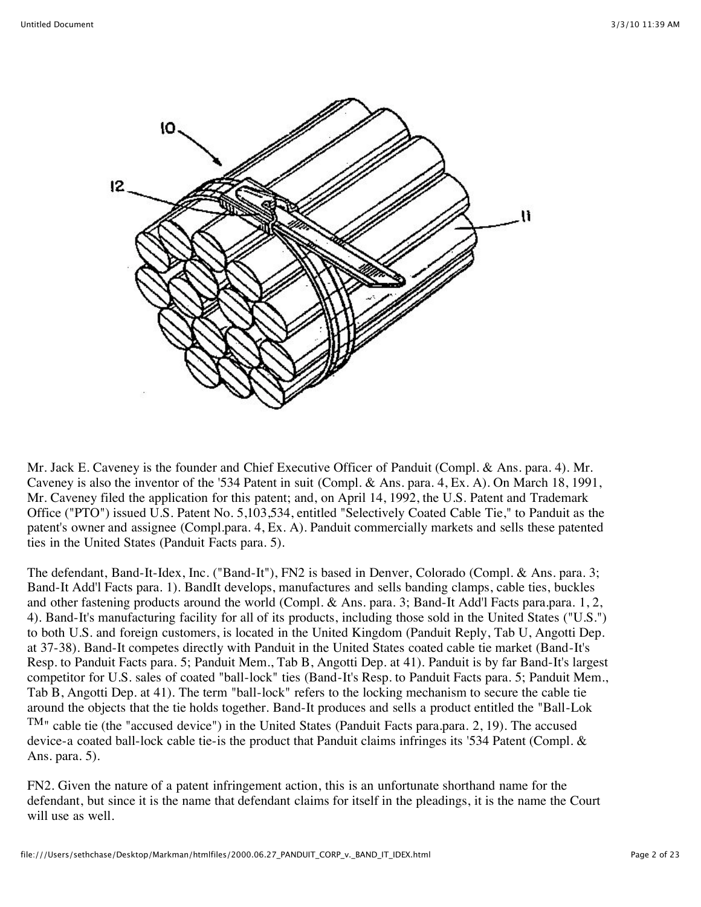Mr. Jack E. Caveney is the founder and Chief Executive Officer of Panduit (Compl. & Ans. para. 4). Mr. Caveney is also the inventor of the '534 Patent in suit (Compl. & Ans. para. 4, Ex. A). On March 18, 1991, Mr. Caveney filed the application for this patent; and, on April 14, 1992, the U.S. Patent and Trademark Office ("PTO") issued U.S. Patent No. 5,103,534, entitled "Selectively Coated Cable Tie," to Panduit as the patent's owner and assignee (Compl.para. 4, Ex. A). Panduit commercially markets and sells these patented ties in the United States (Panduit Facts para. 5).

The defendant, Band-It-Idex, Inc. ("Band-It"), FN2 is based in Denver, Colorado (Compl. & Ans. para. 3; Band-It Add'l Facts para. 1). BandIt develops, manufactures and sells banding clamps, cable ties, buckles and other fastening products around the world (Compl. & Ans. para. 3; Band-It Add'l Facts para.para. 1, 2, 4). Band-It's manufacturing facility for all of its products, including those sold in the United States ("U.S.") to both U.S. and foreign customers, is located in the United Kingdom (Panduit Reply, Tab U, Angotti Dep. at 37-38). Band-It competes directly with Panduit in the United States coated cable tie market (Band-It's Resp. to Panduit Facts para. 5; Panduit Mem., Tab B, Angotti Dep. at 41). Panduit is by far Band-It's largest competitor for U.S. sales of coated "ball-lock" ties (Band-It's Resp. to Panduit Facts para. 5; Panduit Mem., Tab B, Angotti Dep. at 41). The term "ball-lock" refers to the locking mechanism to secure the cable tie around the objects that the tie holds together. Band-It produces and sells a product entitled the "Ball-Lok TM" cable tie (the "accused device") in the United States (Panduit Facts para.para. 2, 19). The accused device-a coated ball-lock cable tie-is the product that Panduit claims infringes its '534 Patent (Compl. & Ans. para. 5).

FN2. Given the nature of a patent infringement action, this is an unfortunate shorthand name for the defendant, but since it is the name that defendant claims for itself in the pleadings, it is the name the Court will use as well.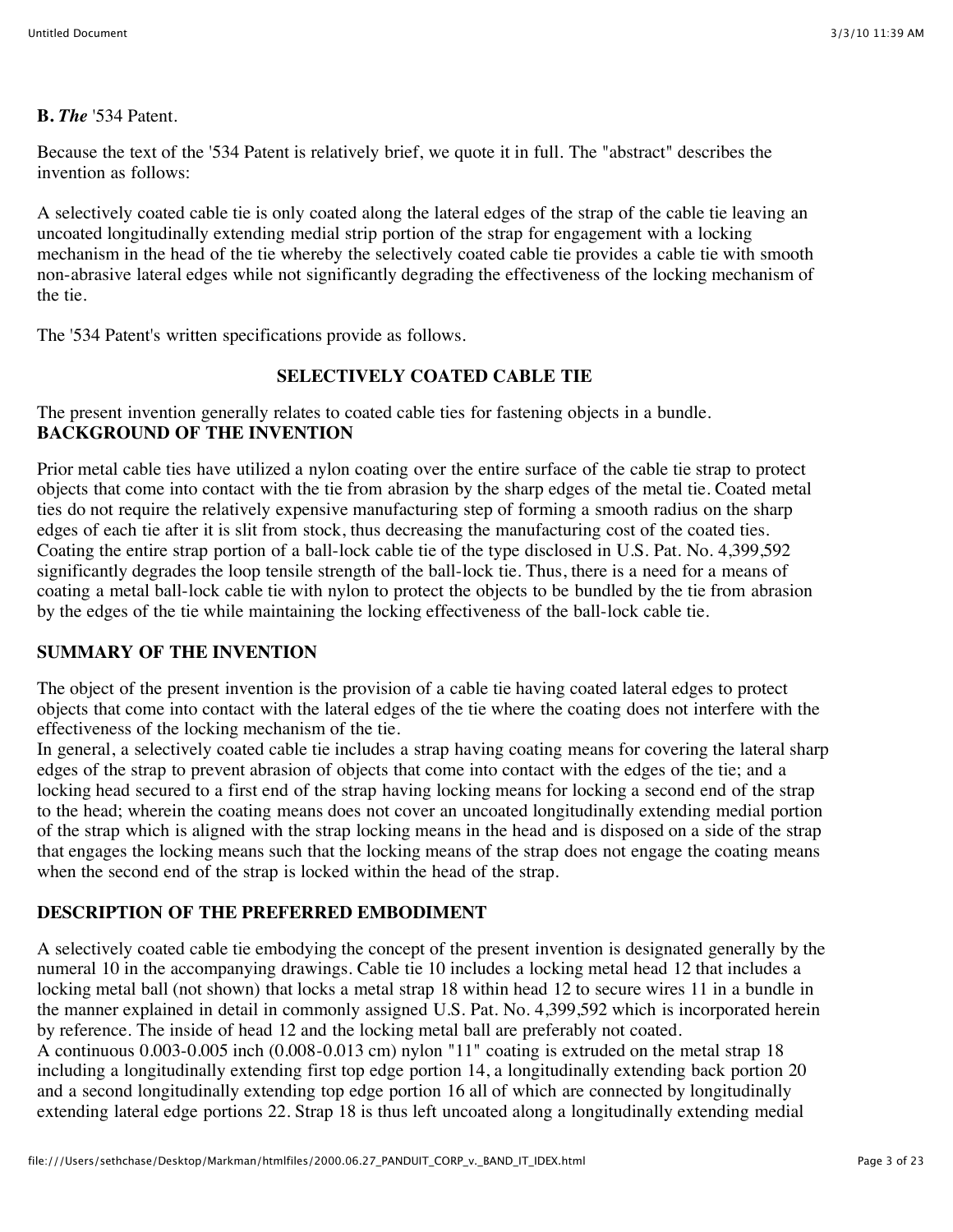**B.** ***The*** '534 Patent.

Because the text of the '534 Patent is relatively brief, we quote it in full. The "abstract" describes the invention as follows:

A selectively coated cable tie is only coated along the lateral edges of the strap of the cable tie leaving an uncoated longitudinally extending medial strip portion of the strap for engagement with a locking mechanism in the head of the tie whereby the selectively coated cable tie provides a cable tie with smooth non-abrasive lateral edges while not significantly degrading the effectiveness of the locking mechanism of the tie.

The '534 Patent's written specifications provide as follows.

**SELECTIVELY COATED CABLE TIE**

The present invention generally relates to coated cable ties for fastening objects in a bundle.

**BACKGROUND OF THE INVENTION**

Prior metal cable ties have utilized a nylon coating over the entire surface of the cable tie strap to protect objects that come into contact with the tie from abrasion by the sharp edges of the metal tie. Coated metal ties do not require the relatively expensive manufacturing step of forming a smooth radius on the sharp edges of each tie after it is slit from stock, thus decreasing the manufacturing cost of the coated ties. Coating the entire strap portion of a ball-lock cable tie of the type disclosed in U.S. Pat. No. 4,399,592 significantly degrades the loop tensile strength of the ball-lock tie. Thus, there is a need for a means of coating a metal ball-lock cable tie with nylon to protect the objects to be bundled by the tie from abrasion by the edges of the tie while maintaining the locking effectiveness of the ball-lock cable tie.

**SUMMARY OF THE INVENTION**

The object of the present invention is the provision of a cable tie having coated lateral edges to protect objects that come into contact with the lateral edges of the tie where the coating does not interfere with the effectiveness of the locking mechanism of the tie.

In general, a selectively coated cable tie includes a strap having coating means for covering the lateral sharp edges of the strap to prevent abrasion of objects that come into contact with the edges of the tie; and a locking head secured to a first end of the strap having locking means for locking a second end of the strap to the head; wherein the coating means does not cover an uncoated longitudinally extending medial portion of the strap which is aligned with the strap locking means in the head and is disposed on a side of the strap that engages the locking means such that the locking means of the strap does not engage the coating means when the second end of the strap is locked within the head of the strap.

**DESCRIPTION OF THE PREFERRED EMBODIMENT**

A selectively coated cable tie embodying the concept of the present invention is designated generally by the numeral 10 in the accompanying drawings. Cable tie 10 includes a locking metal head 12 that includes a locking metal ball (not shown) that locks a metal strap 18 within head 12 to secure wires 11 in a bundle in the manner explained in detail in commonly assigned U.S. Pat. No. 4,399,592 which is incorporated herein by reference. The inside of head 12 and the locking metal ball are preferably not coated.

A continuous 0.003-0.005 inch (0.008-0.013 cm) nylon "11" coating is extruded on the metal strap 18 including a longitudinally extending first top edge portion 14, a longitudinally extending back portion 20 and a second longitudinally extending top edge portion 16 all of which are connected by longitudinally extending lateral edge portions 22. Strap 18 is thus left uncoated along a longitudinally extending medial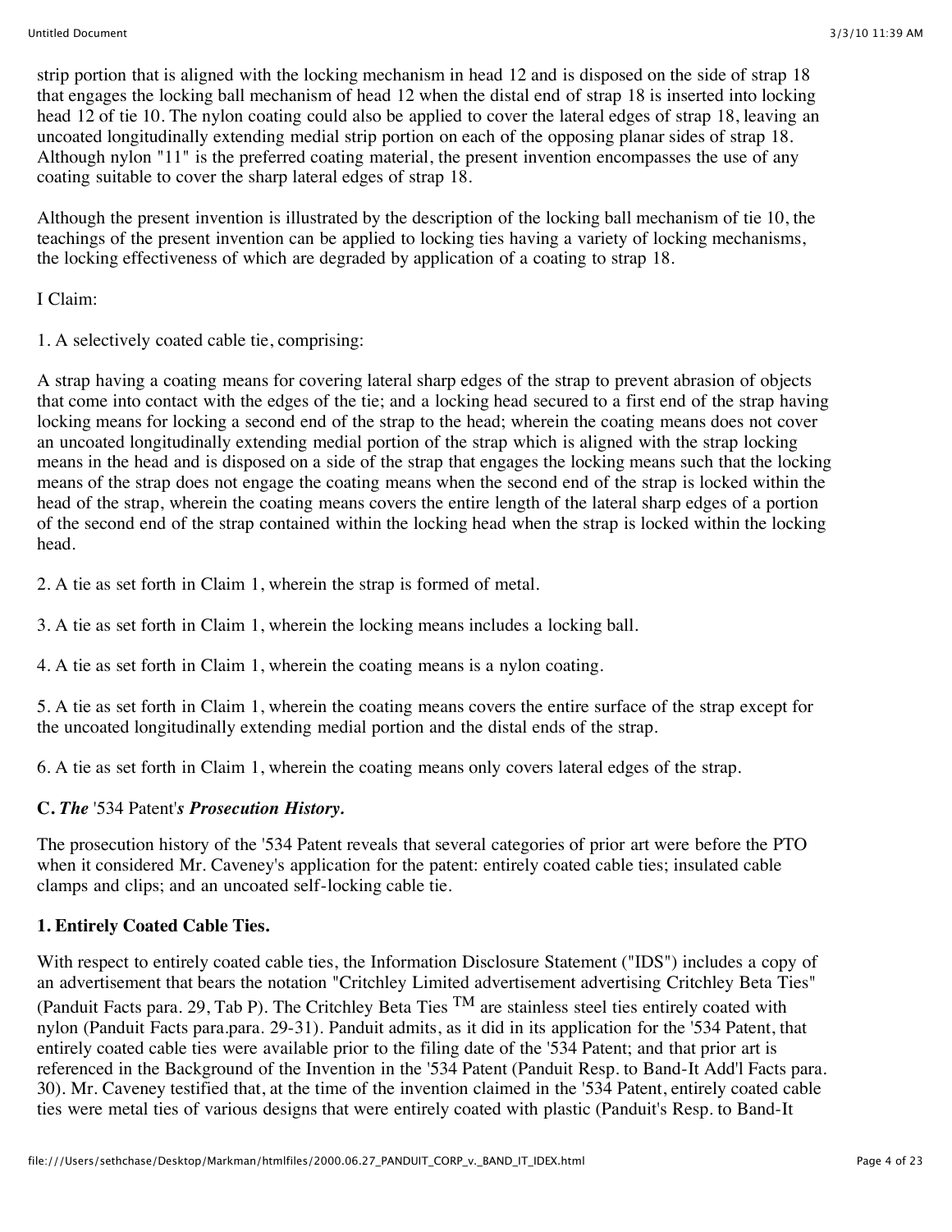strip portion that is aligned with the locking mechanism in head 12 and is disposed on the side of strap 18 that engages the locking ball mechanism of head 12 when the distal end of strap 18 is inserted into locking head 12 of tie 10. The nylon coating could also be applied to cover the lateral edges of strap 18, leaving an uncoated longitudinally extending medial strip portion on each of the opposing planar sides of strap 18. Although nylon "11" is the preferred coating material, the present invention encompasses the use of any coating suitable to cover the sharp lateral edges of strap 18.

Although the present invention is illustrated by the description of the locking ball mechanism of tie 10, the teachings of the present invention can be applied to locking ties having a variety of locking mechanisms, the locking effectiveness of which are degraded by application of a coating to strap 18.

I Claim:

1. A selectively coated cable tie, comprising:

A strap having a coating means for covering lateral sharp edges of the strap to prevent abrasion of objects that come into contact with the edges of the tie; and a locking head secured to a first end of the strap having locking means for locking a second end of the strap to the head; wherein the coating means does not cover an uncoated longitudinally extending medial portion of the strap which is aligned with the strap locking means in the head and is disposed on a side of the strap that engages the locking means such that the locking means of the strap does not engage the coating means when the second end of the strap is locked within the head of the strap, wherein the coating means covers the entire length of the lateral sharp edges of a portion of the second end of the strap contained within the locking head when the strap is locked within the locking head.

2. A tie as set forth in Claim 1, wherein the strap is formed of metal.

3. A tie as set forth in Claim 1, wherein the locking means includes a locking ball.

4. A tie as set forth in Claim 1, wherein the coating means is a nylon coating.

5. A tie as set forth in Claim 1, wherein the coating means covers the entire surface of the strap except for the uncoated longitudinally extending medial portion and the distal ends of the strap.

6. A tie as set forth in Claim 1, wherein the coating means only covers lateral edges of the strap.

### C. *The* '534 Patent'*s Prosecution History.*

The prosecution history of the '534 Patent reveals that several categories of prior art were before the PTO when it considered Mr. Caveney's application for the patent: entirely coated cable ties; insulated cable clamps and clips; and an uncoated self-locking cable tie.

#### 1. Entirely Coated Cable Ties.

With respect to entirely coated cable ties, the Information Disclosure Statement ("IDS") includes a copy of an advertisement that bears the notation "Critchley Limited advertisement advertising Critchley Beta Ties" (Panduit Facts para. 29, Tab P). The Critchley Beta Ties TM are stainless steel ties entirely coated with nylon (Panduit Facts para.para. 29-31). Panduit admits, as it did in its application for the '534 Patent, that entirely coated cable ties were available prior to the filing date of the '534 Patent; and that prior art is referenced in the Background of the Invention in the '534 Patent (Panduit Resp. to Band-It Add'l Facts para. 30). Mr. Caveney testified that, at the time of the invention claimed in the '534 Patent, entirely coated cable ties were metal ties of various designs that were entirely coated with plastic (Panduit's Resp. to Band-It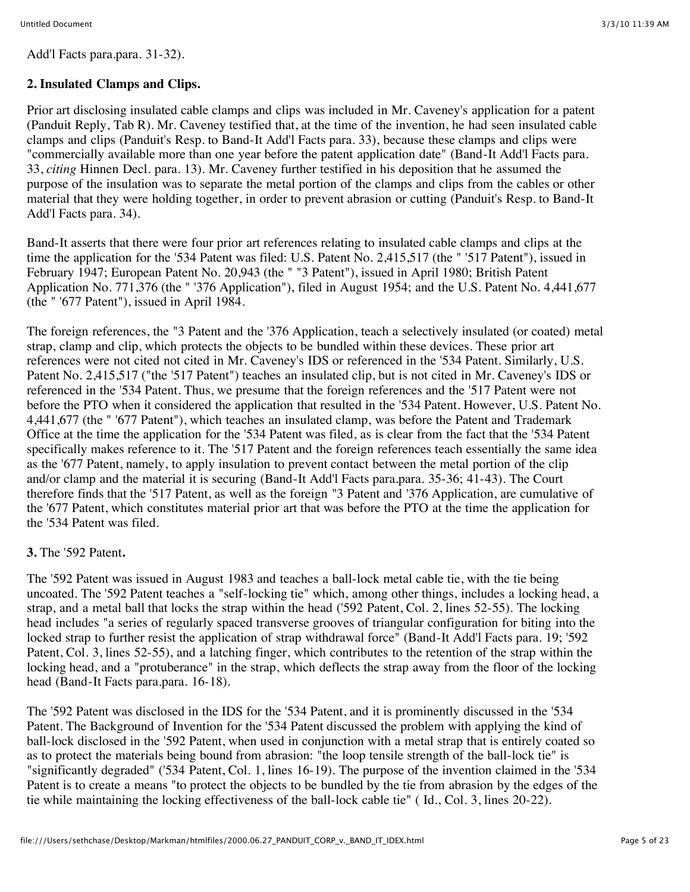Add'l Facts para.para. 31-32).

**2. Insulated Clamps and Clips.**

Prior art disclosing insulated cable clamps and clips was included in Mr. Caveney's application for a patent (Panduit Reply, Tab R). Mr. Caveney testified that, at the time of the invention, he had seen insulated cable clamps and clips (Panduit's Resp. to Band-It Add'l Facts para. 33), because these clamps and clips were "commercially available more than one year before the patent application date" (Band-It Add'l Facts para. 33, *citing* Hinnen Decl. para. 13). Mr. Caveney further testified in his deposition that he assumed the purpose of the insulation was to separate the metal portion of the clamps and clips from the cables or other material that they were holding together, in order to prevent abrasion or cutting (Panduit's Resp. to Band-It Add'l Facts para. 34).

Band-It asserts that there were four prior art references relating to insulated cable clamps and clips at the time the application for the '534 Patent was filed: U.S. Patent No. 2,415,517 (the " '517 Patent"), issued in February 1947; European Patent No. 20,943 (the " "3 Patent"), issued in April 1980; British Patent Application No. 771,376 (the " '376 Application"), filed in August 1954; and the U.S. Patent No. 4,441,677 (the " '677 Patent"), issued in April 1984.

The foreign references, the "3 Patent and the '376 Application, teach a selectively insulated (or coated) metal strap, clamp and clip, which protects the objects to be bundled within these devices. These prior art references were not cited not cited in Mr. Caveney's IDS or referenced in the '534 Patent. Similarly, U.S. Patent No. 2,415,517 ("the '517 Patent") teaches an insulated clip, but is not cited in Mr. Caveney's IDS or referenced in the '534 Patent. Thus, we presume that the foreign references and the '517 Patent were not before the PTO when it considered the application that resulted in the '534 Patent. However, U.S. Patent No. 4,441,677 (the " '677 Patent"), which teaches an insulated clamp, was before the Patent and Trademark Office at the time the application for the '534 Patent was filed, as is clear from the fact that the '534 Patent specifically makes reference to it. The '517 Patent and the foreign references teach essentially the same idea as the '677 Patent, namely, to apply insulation to prevent contact between the metal portion of the clip and/or clamp and the material it is securing (Band-It Add'l Facts para.para. 35-36; 41-43). The Court therefore finds that the '517 Patent, as well as the foreign "3 Patent and '376 Application, are cumulative of the '677 Patent, which constitutes material prior art that was before the PTO at the time the application for the '534 Patent was filed.

**3.** The '592 Patent**.**

The '592 Patent was issued in August 1983 and teaches a ball-lock metal cable tie, with the tie being uncoated. The '592 Patent teaches a "self-locking tie" which, among other things, includes a locking head, a strap, and a metal ball that locks the strap within the head ('592 Patent, Col. 2, lines 52-55). The locking head includes "a series of regularly spaced transverse grooves of triangular configuration for biting into the locked strap to further resist the application of strap withdrawal force" (Band-It Add'l Facts para. 19; '592 Patent, Col. 3, lines 52-55), and a latching finger, which contributes to the retention of the strap within the locking head, and a "protuberance" in the strap, which deflects the strap away from the floor of the locking head (Band-It Facts para.para. 16-18).

The '592 Patent was disclosed in the IDS for the '534 Patent, and it is prominently discussed in the '534 Patent. The Background of Invention for the '534 Patent discussed the problem with applying the kind of ball-lock disclosed in the '592 Patent, when used in conjunction with a metal strap that is entirely coated so as to protect the materials being bound from abrasion: "the loop tensile strength of the ball-lock tie" is "significantly degraded" ('534 Patent, Col. 1, lines 16-19). The purpose of the invention claimed in the '534 Patent is to create a means "to protect the objects to be bundled by the tie from abrasion by the edges of the tie while maintaining the locking effectiveness of the ball-lock cable tie" ( Id., Col. 3, lines 20-22).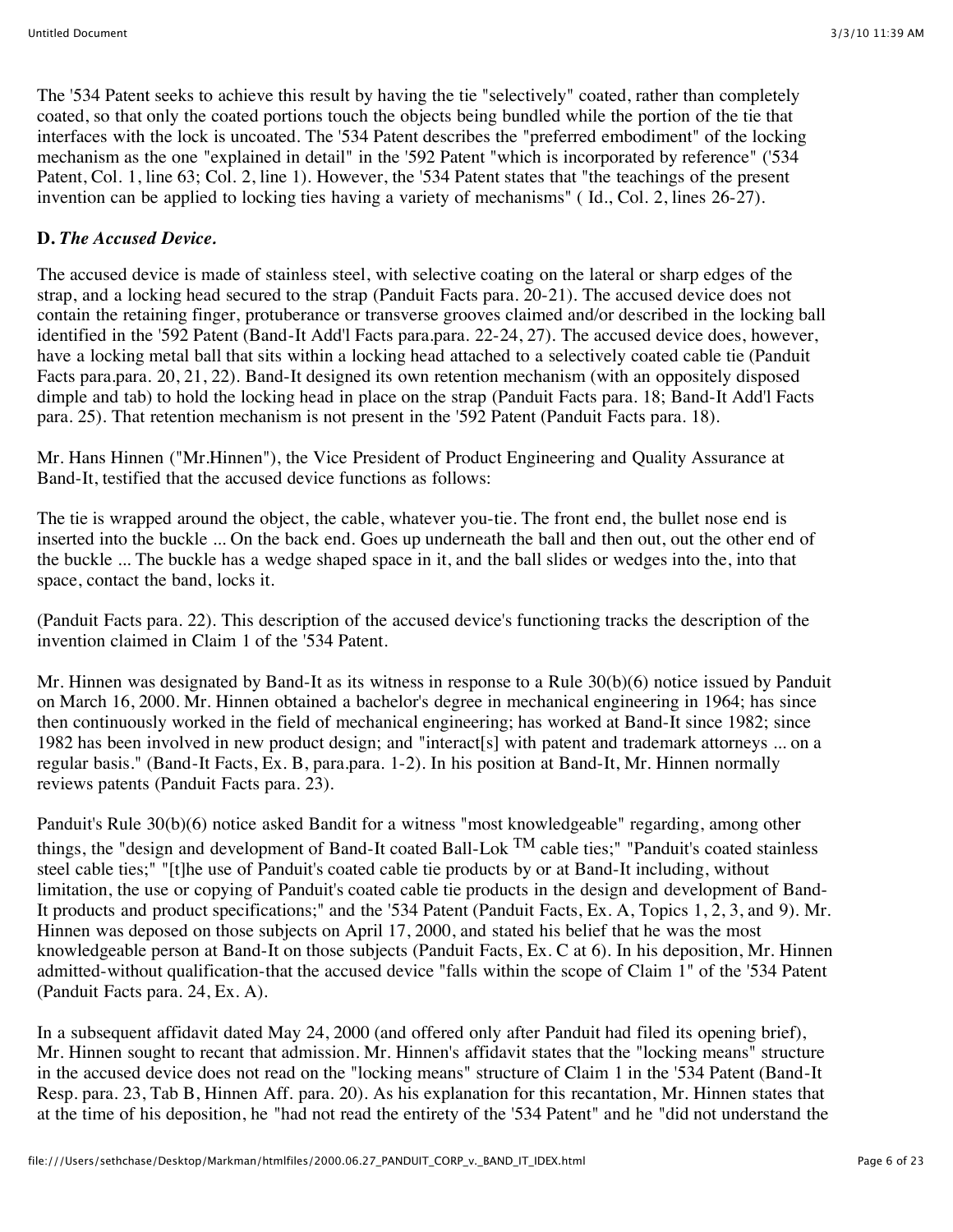The '534 Patent seeks to achieve this result by having the tie "selectively" coated, rather than completely coated, so that only the coated portions touch the objects being bundled while the portion of the tie that interfaces with the lock is uncoated. The '534 Patent describes the "preferred embodiment" of the locking mechanism as the one "explained in detail" in the '592 Patent "which is incorporated by reference" ('534 Patent, Col. 1, line 63; Col. 2, line 1). However, the '534 Patent states that "the teachings of the present invention can be applied to locking ties having a variety of mechanisms" ( Id., Col. 2, lines 26-27).

**D.** ***The Accused Device.***

The accused device is made of stainless steel, with selective coating on the lateral or sharp edges of the strap, and a locking head secured to the strap (Panduit Facts para. 20-21). The accused device does not contain the retaining finger, protuberance or transverse grooves claimed and/or described in the locking ball identified in the '592 Patent (Band-It Add'l Facts para.para. 22-24, 27). The accused device does, however, have a locking metal ball that sits within a locking head attached to a selectively coated cable tie (Panduit Facts para.para. 20, 21, 22). Band-It designed its own retention mechanism (with an oppositely disposed dimple and tab) to hold the locking head in place on the strap (Panduit Facts para. 18; Band-It Add'l Facts para. 25). That retention mechanism is not present in the '592 Patent (Panduit Facts para. 18).

Mr. Hans Hinnen ("Mr.Hinnen"), the Vice President of Product Engineering and Quality Assurance at Band-It, testified that the accused device functions as follows:

The tie is wrapped around the object, the cable, whatever you-tie. The front end, the bullet nose end is inserted into the buckle ... On the back end. Goes up underneath the ball and then out, out the other end of the buckle ... The buckle has a wedge shaped space in it, and the ball slides or wedges into the, into that space, contact the band, locks it.

(Panduit Facts para. 22). This description of the accused device's functioning tracks the description of the invention claimed in Claim 1 of the '534 Patent.

Mr. Hinnen was designated by Band-It as its witness in response to a Rule 30(b)(6) notice issued by Panduit on March 16, 2000. Mr. Hinnen obtained a bachelor's degree in mechanical engineering in 1964; has since then continuously worked in the field of mechanical engineering; has worked at Band-It since 1982; since 1982 has been involved in new product design; and "interact[s] with patent and trademark attorneys ... on a regular basis." (Band-It Facts, Ex. B, para.para. 1-2). In his position at Band-It, Mr. Hinnen normally reviews patents (Panduit Facts para. 23).

Panduit's Rule 30(b)(6) notice asked Bandit for a witness "most knowledgeable" regarding, among other things, the "design and development of Band-It coated Ball-Lok TM cable ties;" "Panduit's coated stainless steel cable ties;" "[t]he use of Panduit's coated cable tie products by or at Band-It including, without limitation, the use or copying of Panduit's coated cable tie products in the design and development of Band-It products and product specifications;" and the '534 Patent (Panduit Facts, Ex. A, Topics 1, 2, 3, and 9). Mr. Hinnen was deposed on those subjects on April 17, 2000, and stated his belief that he was the most knowledgeable person at Band-It on those subjects (Panduit Facts, Ex. C at 6). In his deposition, Mr. Hinnen admitted-without qualification-that the accused device "falls within the scope of Claim 1" of the '534 Patent (Panduit Facts para. 24, Ex. A).

In a subsequent affidavit dated May 24, 2000 (and offered only after Panduit had filed its opening brief), Mr. Hinnen sought to recant that admission. Mr. Hinnen's affidavit states that the "locking means" structure in the accused device does not read on the "locking means" structure of Claim 1 in the '534 Patent (Band-It Resp. para. 23, Tab B, Hinnen Aff. para. 20). As his explanation for this recantation, Mr. Hinnen states that at the time of his deposition, he "had not read the entirety of the '534 Patent" and he "did not understand the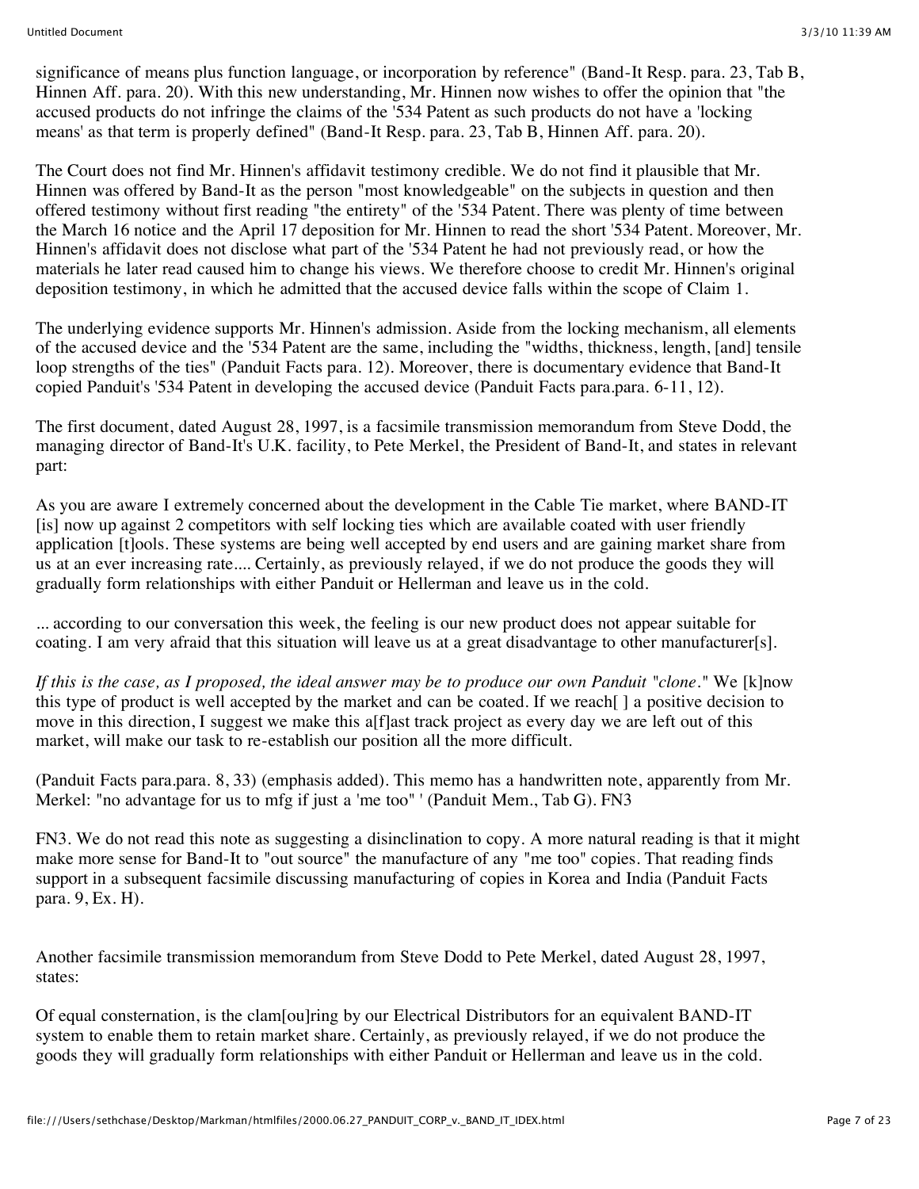significance of means plus function language, or incorporation by reference" (Band-It Resp. para. 23, Tab B, Hinnen Aff. para. 20). With this new understanding, Mr. Hinnen now wishes to offer the opinion that "the accused products do not infringe the claims of the '534 Patent as such products do not have a 'locking means' as that term is properly defined" (Band-It Resp. para. 23, Tab B, Hinnen Aff. para. 20).

The Court does not find Mr. Hinnen's affidavit testimony credible. We do not find it plausible that Mr. Hinnen was offered by Band-It as the person "most knowledgeable" on the subjects in question and then offered testimony without first reading "the entirety" of the '534 Patent. There was plenty of time between the March 16 notice and the April 17 deposition for Mr. Hinnen to read the short '534 Patent. Moreover, Mr. Hinnen's affidavit does not disclose what part of the '534 Patent he had not previously read, or how the materials he later read caused him to change his views. We therefore choose to credit Mr. Hinnen's original deposition testimony, in which he admitted that the accused device falls within the scope of Claim 1.

The underlying evidence supports Mr. Hinnen's admission. Aside from the locking mechanism, all elements of the accused device and the '534 Patent are the same, including the "widths, thickness, length, [and] tensile loop strengths of the ties" (Panduit Facts para. 12). Moreover, there is documentary evidence that Band-It copied Panduit's '534 Patent in developing the accused device (Panduit Facts para.para. 6-11, 12).

The first document, dated August 28, 1997, is a facsimile transmission memorandum from Steve Dodd, the managing director of Band-It's U.K. facility, to Pete Merkel, the President of Band-It, and states in relevant part:

As you are aware I extremely concerned about the development in the Cable Tie market, where BAND-IT [is] now up against 2 competitors with self locking ties which are available coated with user friendly application [t]ools. These systems are being well accepted by end users and are gaining market share from us at an ever increasing rate.... Certainly, as previously relayed, if we do not produce the goods they will gradually form relationships with either Panduit or Hellerman and leave us in the cold.

... according to our conversation this week, the feeling is our new product does not appear suitable for coating. I am very afraid that this situation will leave us at a great disadvantage to other manufacturer[s].

*If this is the case, as I proposed, the ideal answer may be to produce our own Panduit "clone."* We [k]now this type of product is well accepted by the market and can be coated. If we reach[ ] a positive decision to move in this direction, I suggest we make this a[f]ast track project as every day we are left out of this market, will make our task to re-establish our position all the more difficult.

(Panduit Facts para.para. 8, 33) (emphasis added). This memo has a handwritten note, apparently from Mr. Merkel: "no advantage for us to mfg if just a 'me too" ' (Panduit Mem., Tab G). FN3

FN3. We do not read this note as suggesting a disinclination to copy. A more natural reading is that it might make more sense for Band-It to "out source" the manufacture of any "me too" copies. That reading finds support in a subsequent facsimile discussing manufacturing of copies in Korea and India (Panduit Facts para. 9, Ex. H).

Another facsimile transmission memorandum from Steve Dodd to Pete Merkel, dated August 28, 1997, states:

Of equal consternation, is the clam[ou]ring by our Electrical Distributors for an equivalent BAND-IT system to enable them to retain market share. Certainly, as previously relayed, if we do not produce the goods they will gradually form relationships with either Panduit or Hellerman and leave us in the cold.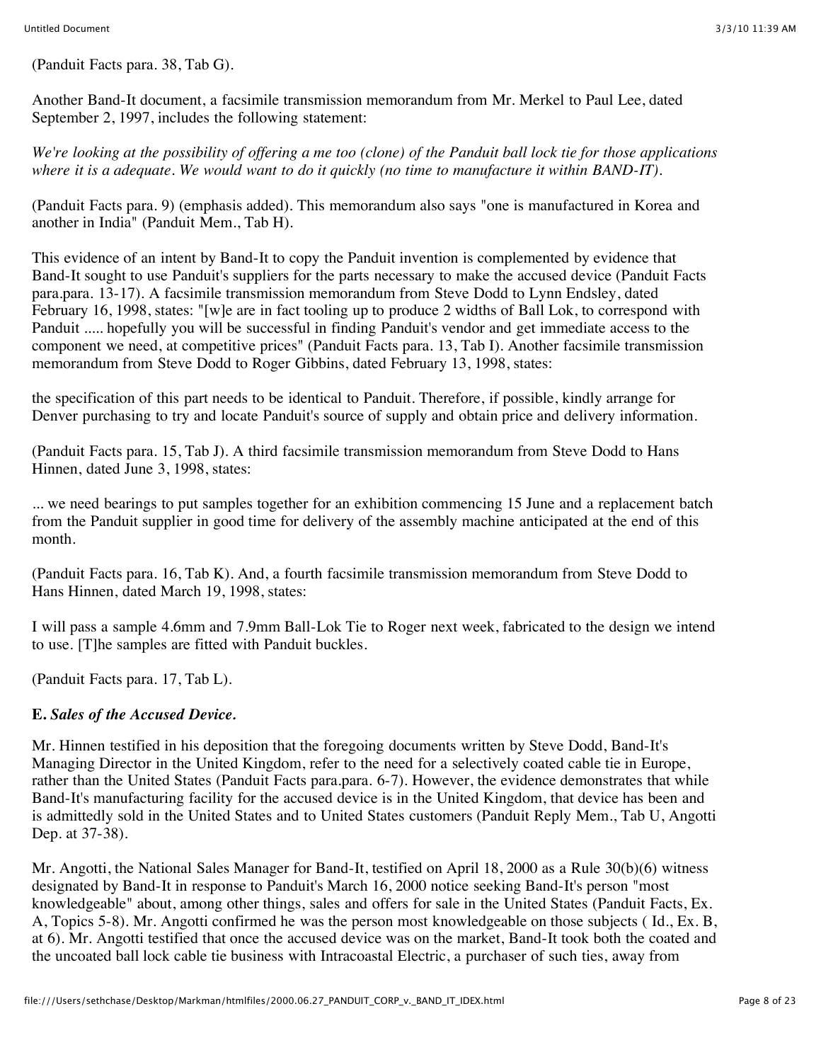(Panduit Facts para. 38, Tab G).

Another Band-It document, a facsimile transmission memorandum from Mr. Merkel to Paul Lee, dated September 2, 1997, includes the following statement:

*We're looking at the possibility of offering a me too (clone) of the Panduit ball lock tie for those applications where it is a adequate. We would want to do it quickly (no time to manufacture it within BAND-IT).*

(Panduit Facts para. 9) (emphasis added). This memorandum also says "one is manufactured in Korea and another in India" (Panduit Mem., Tab H).

This evidence of an intent by Band-It to copy the Panduit invention is complemented by evidence that Band-It sought to use Panduit's suppliers for the parts necessary to make the accused device (Panduit Facts para.para. 13-17). A facsimile transmission memorandum from Steve Dodd to Lynn Endsley, dated February 16, 1998, states: "[w]e are in fact tooling up to produce 2 widths of Ball Lok, to correspond with Panduit ..... hopefully you will be successful in finding Panduit's vendor and get immediate access to the component we need, at competitive prices" (Panduit Facts para. 13, Tab I). Another facsimile transmission memorandum from Steve Dodd to Roger Gibbins, dated February 13, 1998, states:

the specification of this part needs to be identical to Panduit. Therefore, if possible, kindly arrange for Denver purchasing to try and locate Panduit's source of supply and obtain price and delivery information.

(Panduit Facts para. 15, Tab J). A third facsimile transmission memorandum from Steve Dodd to Hans Hinnen, dated June 3, 1998, states:

... we need bearings to put samples together for an exhibition commencing 15 June and a replacement batch from the Panduit supplier in good time for delivery of the assembly machine anticipated at the end of this month.

(Panduit Facts para. 16, Tab K). And, a fourth facsimile transmission memorandum from Steve Dodd to Hans Hinnen, dated March 19, 1998, states:

I will pass a sample 4.6mm and 7.9mm Ball-Lok Tie to Roger next week, fabricated to the design we intend to use. [T]he samples are fitted with Panduit buckles.

(Panduit Facts para. 17, Tab L).

**E.** ***Sales of the Accused Device.***

Mr. Hinnen testified in his deposition that the foregoing documents written by Steve Dodd, Band-It's Managing Director in the United Kingdom, refer to the need for a selectively coated cable tie in Europe, rather than the United States (Panduit Facts para.para. 6-7). However, the evidence demonstrates that while Band-It's manufacturing facility for the accused device is in the United Kingdom, that device has been and is admittedly sold in the United States and to United States customers (Panduit Reply Mem., Tab U, Angotti Dep. at 37-38).

Mr. Angotti, the National Sales Manager for Band-It, testified on April 18, 2000 as a Rule 30(b)(6) witness designated by Band-It in response to Panduit's March 16, 2000 notice seeking Band-It's person "most knowledgeable" about, among other things, sales and offers for sale in the United States (Panduit Facts, Ex. A, Topics 5-8). Mr. Angotti confirmed he was the person most knowledgeable on those subjects ( Id., Ex. B, at 6). Mr. Angotti testified that once the accused device was on the market, Band-It took both the coated and the uncoated ball lock cable tie business with Intracoastal Electric, a purchaser of such ties, away from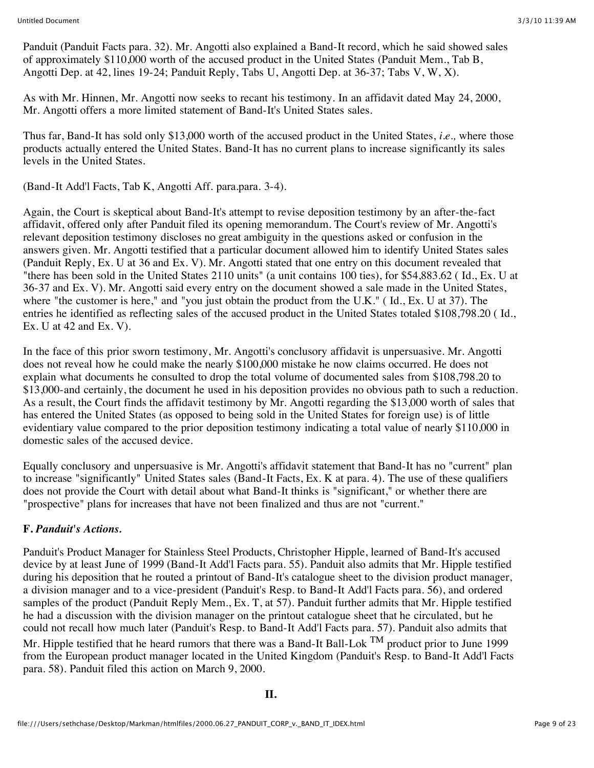Panduit (Panduit Facts para. 32). Mr. Angotti also explained a Band-It record, which he said showed sales of approximately $110,000 worth of the accused product in the United States (Panduit Mem., Tab B, Angotti Dep. at 42, lines 19-24; Panduit Reply, Tabs U, Angotti Dep. at 36-37; Tabs V, W, X).

As with Mr. Hinnen, Mr. Angotti now seeks to recant his testimony. In an affidavit dated May 24, 2000, Mr. Angotti offers a more limited statement of Band-It's United States sales.

Thus far, Band-It has sold only $13,000 worth of the accused product in the United States, *i.e.,* where those products actually entered the United States. Band-It has no current plans to increase significantly its sales levels in the United States.

(Band-It Add'l Facts, Tab K, Angotti Aff. para.para. 3-4).

Again, the Court is skeptical about Band-It's attempt to revise deposition testimony by an after-the-fact affidavit, offered only after Panduit filed its opening memorandum. The Court's review of Mr. Angotti's relevant deposition testimony discloses no great ambiguity in the questions asked or confusion in the answers given. Mr. Angotti testified that a particular document allowed him to identify United States sales (Panduit Reply, Ex. U at 36 and Ex. V). Mr. Angotti stated that one entry on this document revealed that "there has been sold in the United States 2110 units" (a unit contains 100 ties), for $54,883.62 ( Id., Ex. U at 36-37 and Ex. V). Mr. Angotti said every entry on the document showed a sale made in the United States, where "the customer is here," and "you just obtain the product from the U.K." ( Id., Ex. U at 37). The entries he identified as reflecting sales of the accused product in the United States totaled $108,798.20 ( Id., Ex. U at 42 and Ex. V).

In the face of this prior sworn testimony, Mr. Angotti's conclusory affidavit is unpersuasive. Mr. Angotti does not reveal how he could make the nearly $100,000 mistake he now claims occurred. He does not explain what documents he consulted to drop the total volume of documented sales from $108,798.20 to $13,000-and certainly, the document he used in his deposition provides no obvious path to such a reduction. As a result, the Court finds the affidavit testimony by Mr. Angotti regarding the $13,000 worth of sales that has entered the United States (as opposed to being sold in the United States for foreign use) is of little evidentiary value compared to the prior deposition testimony indicating a total value of nearly $110,000 in domestic sales of the accused device.

Equally conclusory and unpersuasive is Mr. Angotti's affidavit statement that Band-It has no "current" plan to increase "significantly" United States sales (Band-It Facts, Ex. K at para. 4). The use of these qualifiers does not provide the Court with detail about what Band-It thinks is "significant," or whether there are "prospective" plans for increases that have not been finalized and thus are not "current."

### F. *Panduit's Actions.*

Panduit's Product Manager for Stainless Steel Products, Christopher Hipple, learned of Band-It's accused device by at least June of 1999 (Band-It Add'l Facts para. 55). Panduit also admits that Mr. Hipple testified during his deposition that he routed a printout of Band-It's catalogue sheet to the division product manager, a division manager and to a vice-president (Panduit's Resp. to Band-It Add'l Facts para. 56), and ordered samples of the product (Panduit Reply Mem., Ex. T, at 57). Panduit further admits that Mr. Hipple testified he had a discussion with the division manager on the printout catalogue sheet that he circulated, but he could not recall how much later (Panduit's Resp. to Band-It Add'l Facts para. 57). Panduit also admits that Mr. Hipple testified that he heard rumors that there was a Band-It Ball-Lok TM product prior to June 1999 from the European product manager located in the United Kingdom (Panduit's Resp. to Band-It Add'l Facts para. 58). Panduit filed this action on March 9, 2000.

## II.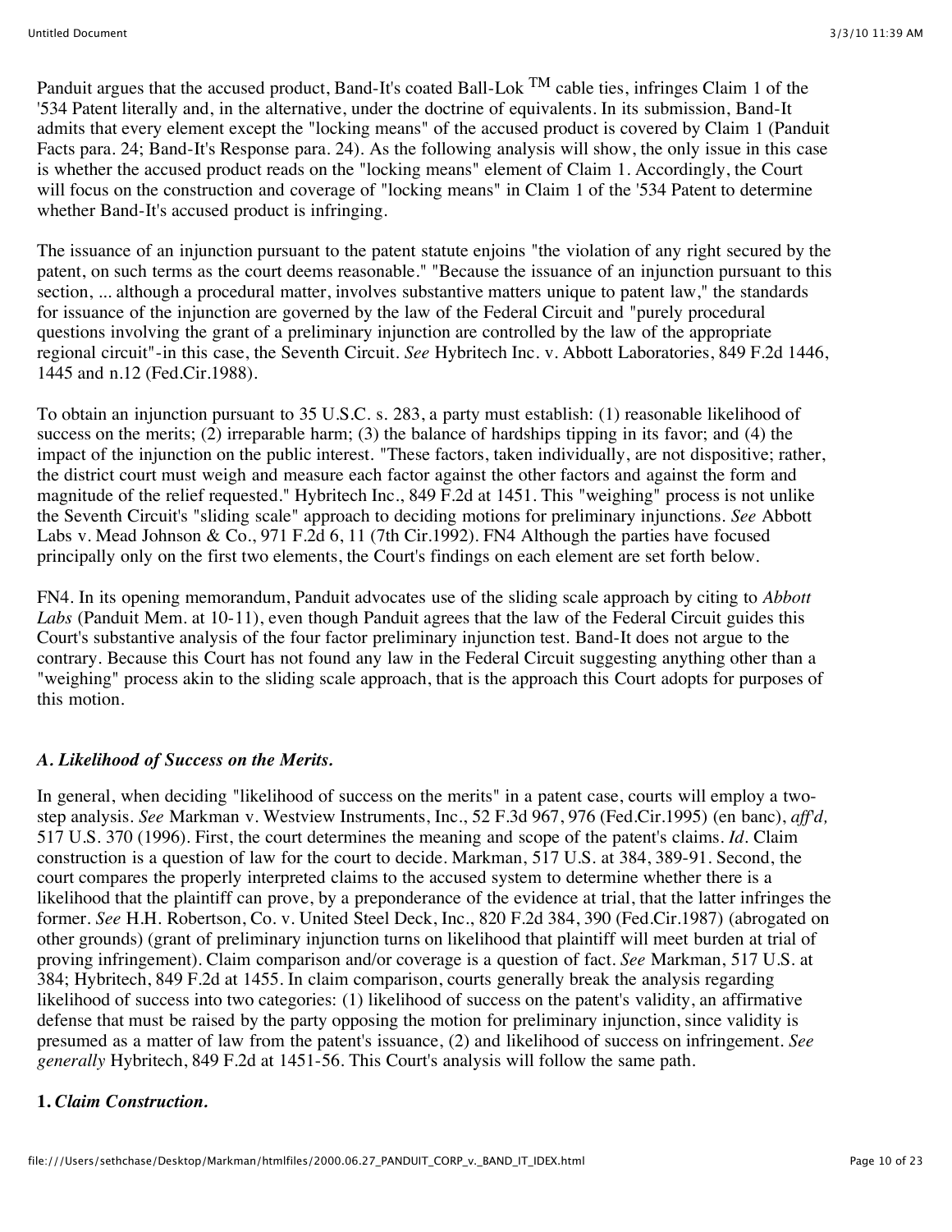Panduit argues that the accused product, Band-It's coated Ball-Lok ™ cable ties, infringes Claim 1 of the '534 Patent literally and, in the alternative, under the doctrine of equivalents. In its submission, Band-It admits that every element except the "locking means" of the accused product is covered by Claim 1 (Panduit Facts para. 24; Band-It's Response para. 24). As the following analysis will show, the only issue in this case is whether the accused product reads on the "locking means" element of Claim 1. Accordingly, the Court will focus on the construction and coverage of "locking means" in Claim 1 of the '534 Patent to determine whether Band-It's accused product is infringing.

The issuance of an injunction pursuant to the patent statute enjoins "the violation of any right secured by the patent, on such terms as the court deems reasonable." "Because the issuance of an injunction pursuant to this section, ... although a procedural matter, involves substantive matters unique to patent law," the standards for issuance of the injunction are governed by the law of the Federal Circuit and "purely procedural questions involving the grant of a preliminary injunction are controlled by the law of the appropriate regional circuit"-in this case, the Seventh Circuit. *See* Hybritech Inc. v. Abbott Laboratories, 849 F.2d 1446, 1445 and n.12 (Fed.Cir.1988).

To obtain an injunction pursuant to 35 U.S.C. s. 283, a party must establish: (1) reasonable likelihood of success on the merits; (2) irreparable harm; (3) the balance of hardships tipping in its favor; and (4) the impact of the injunction on the public interest. "These factors, taken individually, are not dispositive; rather, the district court must weigh and measure each factor against the other factors and against the form and magnitude of the relief requested." Hybritech Inc., 849 F.2d at 1451. This "weighing" process is not unlike the Seventh Circuit's "sliding scale" approach to deciding motions for preliminary injunctions. *See* Abbott Labs v. Mead Johnson & Co., 971 F.2d 6, 11 (7th Cir.1992). FN4 Although the parties have focused principally only on the first two elements, the Court's findings on each element are set forth below.

FN4. In its opening memorandum, Panduit advocates use of the sliding scale approach by citing to *Abbott Labs* (Panduit Mem. at 10-11), even though Panduit agrees that the law of the Federal Circuit guides this Court's substantive analysis of the four factor preliminary injunction test. Band-It does not argue to the contrary. Because this Court has not found any law in the Federal Circuit suggesting anything other than a "weighing" process akin to the sliding scale approach, that is the approach this Court adopts for purposes of this motion.

### *A. Likelihood of Success on the Merits.*

In general, when deciding "likelihood of success on the merits" in a patent case, courts will employ a two-step analysis. *See* Markman v. Westview Instruments, Inc., 52 F.3d 967, 976 (Fed.Cir.1995) (en banc), *aff'd,* 517 U.S. 370 (1996). First, the court determines the meaning and scope of the patent's claims. *Id.* Claim construction is a question of law for the court to decide. Markman, 517 U.S. at 384, 389-91. Second, the court compares the properly interpreted claims to the accused system to determine whether there is a likelihood that the plaintiff can prove, by a preponderance of the evidence at trial, that the latter infringes the former. *See* H.H. Robertson, Co. v. United Steel Deck, Inc., 820 F.2d 384, 390 (Fed.Cir.1987) (abrogated on other grounds) (grant of preliminary injunction turns on likelihood that plaintiff will meet burden at trial of proving infringement). Claim comparison and/or coverage is a question of fact. *See* Markman, 517 U.S. at 384; Hybritech, 849 F.2d at 1455. In claim comparison, courts generally break the analysis regarding likelihood of success into two categories: (1) likelihood of success on the patent's validity, an affirmative defense that must be raised by the party opposing the motion for preliminary injunction, since validity is presumed as a matter of law from the patent's issuance, (2) and likelihood of success on infringement. *See generally* Hybritech, 849 F.2d at 1451-56. This Court's analysis will follow the same path.

#### **1.** ***Claim Construction.***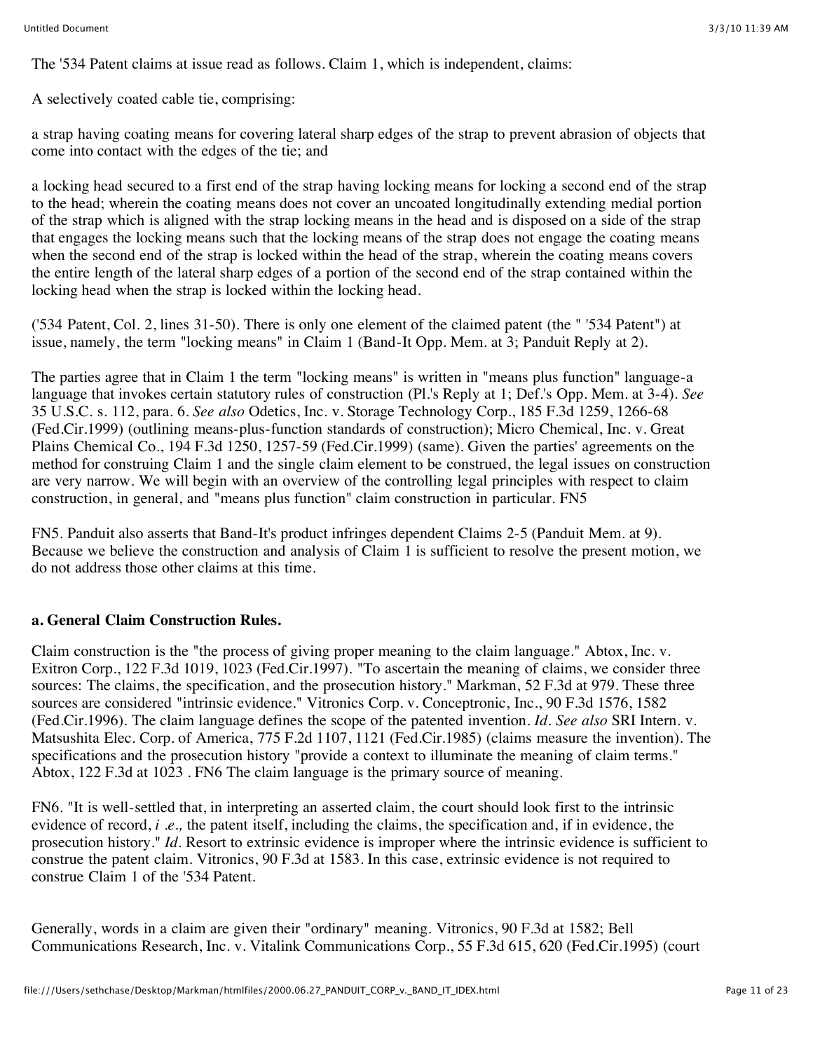The '534 Patent claims at issue read as follows. Claim 1, which is independent, claims:

A selectively coated cable tie, comprising:

a strap having coating means for covering lateral sharp edges of the strap to prevent abrasion of objects that come into contact with the edges of the tie; and

a locking head secured to a first end of the strap having locking means for locking a second end of the strap to the head; wherein the coating means does not cover an uncoated longitudinally extending medial portion of the strap which is aligned with the strap locking means in the head and is disposed on a side of the strap that engages the locking means such that the locking means of the strap does not engage the coating means when the second end of the strap is locked within the head of the strap, wherein the coating means covers the entire length of the lateral sharp edges of a portion of the second end of the strap contained within the locking head when the strap is locked within the locking head.

('534 Patent, Col. 2, lines 31-50). There is only one element of the claimed patent (the " '534 Patent") at issue, namely, the term "locking means" in Claim 1 (Band-It Opp. Mem. at 3; Panduit Reply at 2).

The parties agree that in Claim 1 the term "locking means" is written in "means plus function" language-a language that invokes certain statutory rules of construction (Pl.'s Reply at 1; Def.'s Opp. Mem. at 3-4). *See* 35 U.S.C. s. 112, para. 6. *See also* Odetics, Inc. v. Storage Technology Corp., 185 F.3d 1259, 1266-68 (Fed.Cir.1999) (outlining means-plus-function standards of construction); Micro Chemical, Inc. v. Great Plains Chemical Co., 194 F.3d 1250, 1257-59 (Fed.Cir.1999) (same). Given the parties' agreements on the method for construing Claim 1 and the single claim element to be construed, the legal issues on construction are very narrow. We will begin with an overview of the controlling legal principles with respect to claim construction, in general, and "means plus function" claim construction in particular. FN5

FN5. Panduit also asserts that Band-It's product infringes dependent Claims 2-5 (Panduit Mem. at 9). Because we believe the construction and analysis of Claim 1 is sufficient to resolve the present motion, we do not address those other claims at this time.

**a. General Claim Construction Rules.**

Claim construction is the "the process of giving proper meaning to the claim language." Abtox, Inc. v. Exitron Corp., 122 F.3d 1019, 1023 (Fed.Cir.1997). "To ascertain the meaning of claims, we consider three sources: The claims, the specification, and the prosecution history." Markman, 52 F.3d at 979. These three sources are considered "intrinsic evidence." Vitronics Corp. v. Conceptronic, Inc., 90 F.3d 1576, 1582 (Fed.Cir.1996). The claim language defines the scope of the patented invention. *Id. See also* SRI Intern. v. Matsushita Elec. Corp. of America, 775 F.2d 1107, 1121 (Fed.Cir.1985) (claims measure the invention). The specifications and the prosecution history "provide a context to illuminate the meaning of claim terms." Abtox, 122 F.3d at 1023 . FN6 The claim language is the primary source of meaning.

FN6. "It is well-settled that, in interpreting an asserted claim, the court should look first to the intrinsic evidence of record, *i .e.,* the patent itself, including the claims, the specification and, if in evidence, the prosecution history." *Id.* Resort to extrinsic evidence is improper where the intrinsic evidence is sufficient to construe the patent claim. Vitronics, 90 F.3d at 1583. In this case, extrinsic evidence is not required to construe Claim 1 of the '534 Patent.

Generally, words in a claim are given their "ordinary" meaning. Vitronics, 90 F.3d at 1582; Bell Communications Research, Inc. v. Vitalink Communications Corp., 55 F.3d 615, 620 (Fed.Cir.1995) (court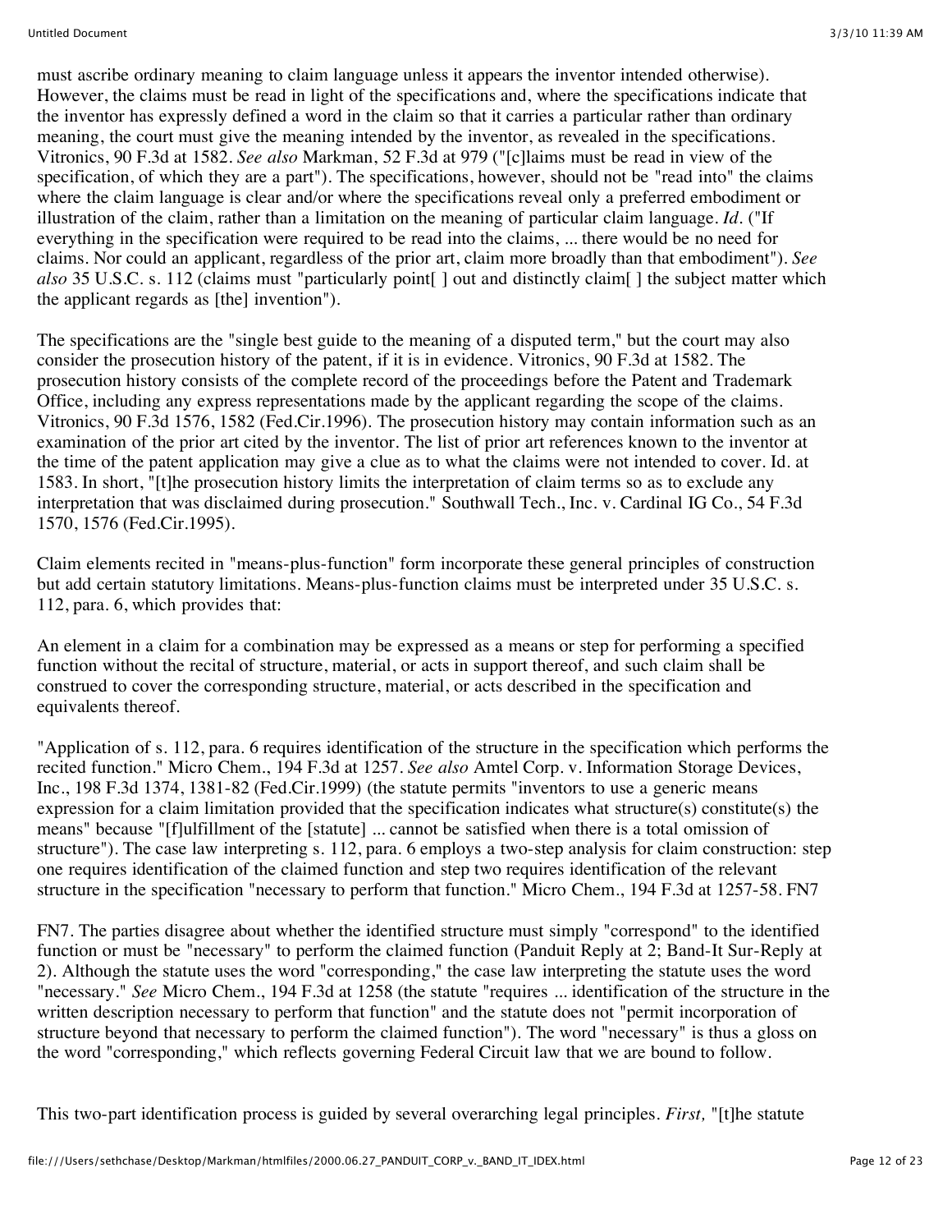must ascribe ordinary meaning to claim language unless it appears the inventor intended otherwise). However, the claims must be read in light of the specifications and, where the specifications indicate that the inventor has expressly defined a word in the claim so that it carries a particular rather than ordinary meaning, the court must give the meaning intended by the inventor, as revealed in the specifications. Vitronics, 90 F.3d at 1582. *See also* Markman, 52 F.3d at 979 ("[c]laims must be read in view of the specification, of which they are a part"). The specifications, however, should not be "read into" the claims where the claim language is clear and/or where the specifications reveal only a preferred embodiment or illustration of the claim, rather than a limitation on the meaning of particular claim language. *Id.* ("If everything in the specification were required to be read into the claims, ... there would be no need for claims. Nor could an applicant, regardless of the prior art, claim more broadly than that embodiment"). *See also* 35 U.S.C. s. 112 (claims must "particularly point[ ] out and distinctly claim[ ] the subject matter which the applicant regards as [the] invention").

The specifications are the "single best guide to the meaning of a disputed term," but the court may also consider the prosecution history of the patent, if it is in evidence. Vitronics, 90 F.3d at 1582. The prosecution history consists of the complete record of the proceedings before the Patent and Trademark Office, including any express representations made by the applicant regarding the scope of the claims. Vitronics, 90 F.3d 1576, 1582 (Fed.Cir.1996). The prosecution history may contain information such as an examination of the prior art cited by the inventor. The list of prior art references known to the inventor at the time of the patent application may give a clue as to what the claims were not intended to cover. Id. at 1583. In short, "[t]he prosecution history limits the interpretation of claim terms so as to exclude any interpretation that was disclaimed during prosecution." Southwall Tech., Inc. v. Cardinal IG Co., 54 F.3d 1570, 1576 (Fed.Cir.1995).

Claim elements recited in "means-plus-function" form incorporate these general principles of construction but add certain statutory limitations. Means-plus-function claims must be interpreted under 35 U.S.C. s. 112, para. 6, which provides that:

An element in a claim for a combination may be expressed as a means or step for performing a specified function without the recital of structure, material, or acts in support thereof, and such claim shall be construed to cover the corresponding structure, material, or acts described in the specification and equivalents thereof.

"Application of s. 112, para. 6 requires identification of the structure in the specification which performs the recited function." Micro Chem., 194 F.3d at 1257. *See also* Amtel Corp. v. Information Storage Devices, Inc., 198 F.3d 1374, 1381-82 (Fed.Cir.1999) (the statute permits "inventors to use a generic means expression for a claim limitation provided that the specification indicates what structure(s) constitute(s) the means" because "[f]ulfillment of the [statute] ... cannot be satisfied when there is a total omission of structure"). The case law interpreting s. 112, para. 6 employs a two-step analysis for claim construction: step one requires identification of the claimed function and step two requires identification of the relevant structure in the specification "necessary to perform that function." Micro Chem., 194 F.3d at 1257-58. FN7

FN7. The parties disagree about whether the identified structure must simply "correspond" to the identified function or must be "necessary" to perform the claimed function (Panduit Reply at 2; Band-It Sur-Reply at 2). Although the statute uses the word "corresponding," the case law interpreting the statute uses the word "necessary." *See* Micro Chem., 194 F.3d at 1258 (the statute "requires ... identification of the structure in the written description necessary to perform that function" and the statute does not "permit incorporation of structure beyond that necessary to perform the claimed function"). The word "necessary" is thus a gloss on the word "corresponding," which reflects governing Federal Circuit law that we are bound to follow.

This two-part identification process is guided by several overarching legal principles. *First,* "[t]he statute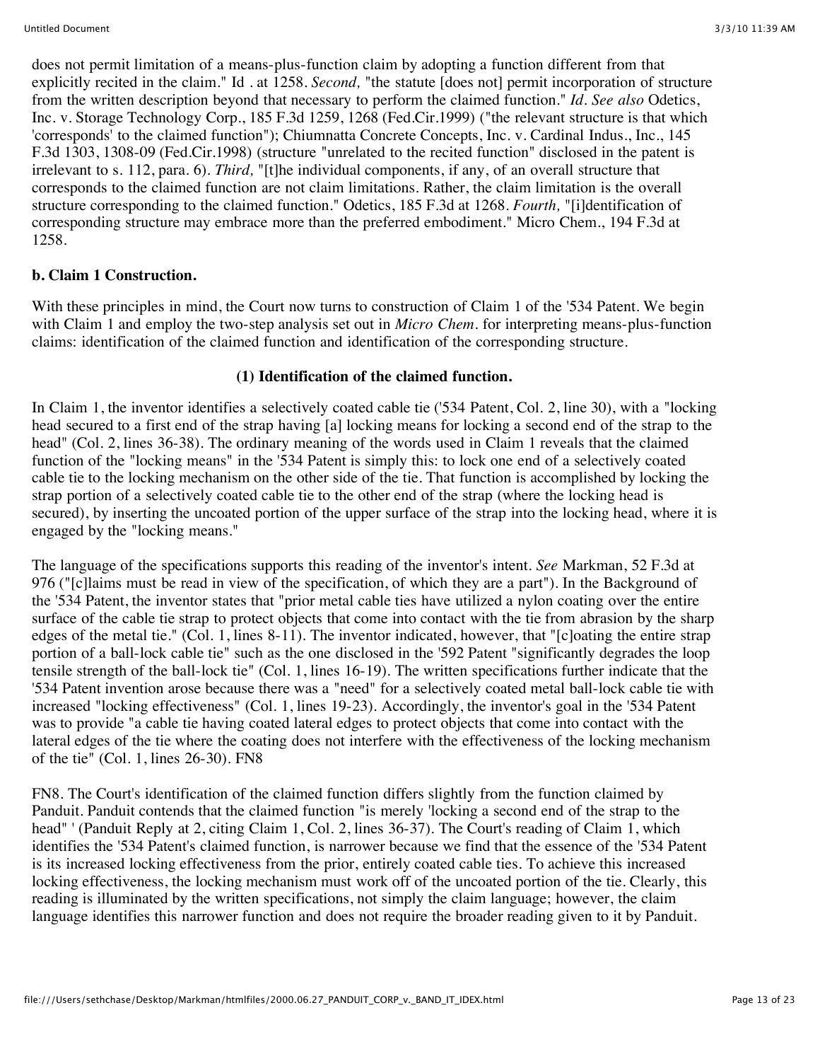does not permit limitation of a means-plus-function claim by adopting a function different from that explicitly recited in the claim." Id . at 1258. *Second,* "the statute [does not] permit incorporation of structure from the written description beyond that necessary to perform the claimed function." *Id. See also* Odetics, Inc. v. Storage Technology Corp., 185 F.3d 1259, 1268 (Fed.Cir.1999) ("the relevant structure is that which 'corresponds' to the claimed function"); Chiumnatta Concrete Concepts, Inc. v. Cardinal Indus., Inc., 145 F.3d 1303, 1308-09 (Fed.Cir.1998) (structure "unrelated to the recited function" disclosed in the patent is irrelevant to s. 112, para. 6). *Third,* "[t]he individual components, if any, of an overall structure that corresponds to the claimed function are not claim limitations. Rather, the claim limitation is the overall structure corresponding to the claimed function." Odetics, 185 F.3d at 1268. *Fourth,* "[i]dentification of corresponding structure may embrace more than the preferred embodiment." Micro Chem., 194 F.3d at 1258.

**b. Claim 1 Construction.**

With these principles in mind, the Court now turns to construction of Claim 1 of the '534 Patent. We begin with Claim 1 and employ the two-step analysis set out in *Micro Chem.* for interpreting means-plus-function claims: identification of the claimed function and identification of the corresponding structure.

**(1) Identification of the claimed function.**

In Claim 1, the inventor identifies a selectively coated cable tie ('534 Patent, Col. 2, line 30), with a "locking head secured to a first end of the strap having [a] locking means for locking a second end of the strap to the head" (Col. 2, lines 36-38). The ordinary meaning of the words used in Claim 1 reveals that the claimed function of the "locking means" in the '534 Patent is simply this: to lock one end of a selectively coated cable tie to the locking mechanism on the other side of the tie. That function is accomplished by locking the strap portion of a selectively coated cable tie to the other end of the strap (where the locking head is secured), by inserting the uncoated portion of the upper surface of the strap into the locking head, where it is engaged by the "locking means."

The language of the specifications supports this reading of the inventor's intent. *See* Markman, 52 F.3d at 976 ("[c]laims must be read in view of the specification, of which they are a part"). In the Background of the '534 Patent, the inventor states that "prior metal cable ties have utilized a nylon coating over the entire surface of the cable tie strap to protect objects that come into contact with the tie from abrasion by the sharp edges of the metal tie." (Col. 1, lines 8-11). The inventor indicated, however, that "[c]oating the entire strap portion of a ball-lock cable tie" such as the one disclosed in the '592 Patent "significantly degrades the loop tensile strength of the ball-lock tie" (Col. 1, lines 16-19). The written specifications further indicate that the '534 Patent invention arose because there was a "need" for a selectively coated metal ball-lock cable tie with increased "locking effectiveness" (Col. 1, lines 19-23). Accordingly, the inventor's goal in the '534 Patent was to provide "a cable tie having coated lateral edges to protect objects that come into contact with the lateral edges of the tie where the coating does not interfere with the effectiveness of the locking mechanism of the tie" (Col. 1, lines 26-30). FN8

FN8. The Court's identification of the claimed function differs slightly from the function claimed by Panduit. Panduit contends that the claimed function "is merely 'locking a second end of the strap to the head" ' (Panduit Reply at 2, citing Claim 1, Col. 2, lines 36-37). The Court's reading of Claim 1, which identifies the '534 Patent's claimed function, is narrower because we find that the essence of the '534 Patent is its increased locking effectiveness from the prior, entirely coated cable ties. To achieve this increased locking effectiveness, the locking mechanism must work off of the uncoated portion of the tie. Clearly, this reading is illuminated by the written specifications, not simply the claim language; however, the claim language identifies this narrower function and does not require the broader reading given to it by Panduit.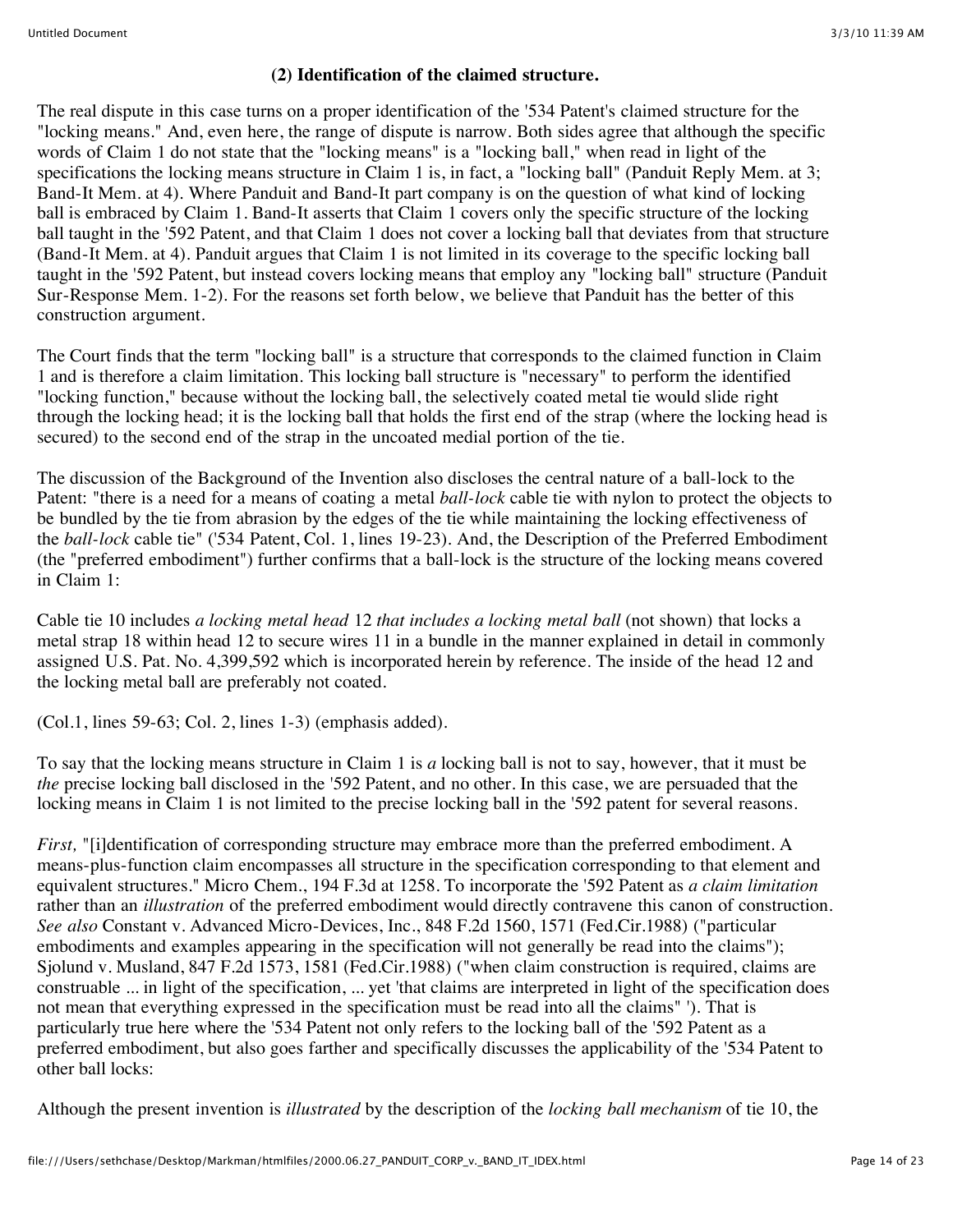### (2) Identification of the claimed structure.

The real dispute in this case turns on a proper identification of the '534 Patent's claimed structure for the "locking means." And, even here, the range of dispute is narrow. Both sides agree that although the specific words of Claim 1 do not state that the "locking means" is a "locking ball," when read in light of the specifications the locking means structure in Claim 1 is, in fact, a "locking ball" (Panduit Reply Mem. at 3; Band-It Mem. at 4). Where Panduit and Band-It part company is on the question of what kind of locking ball is embraced by Claim 1. Band-It asserts that Claim 1 covers only the specific structure of the locking ball taught in the '592 Patent, and that Claim 1 does not cover a locking ball that deviates from that structure (Band-It Mem. at 4). Panduit argues that Claim 1 is not limited in its coverage to the specific locking ball taught in the '592 Patent, but instead covers locking means that employ any "locking ball" structure (Panduit Sur-Response Mem. 1-2). For the reasons set forth below, we believe that Panduit has the better of this construction argument.

The Court finds that the term "locking ball" is a structure that corresponds to the claimed function in Claim 1 and is therefore a claim limitation. This locking ball structure is "necessary" to perform the identified "locking function," because without the locking ball, the selectively coated metal tie would slide right through the locking head; it is the locking ball that holds the first end of the strap (where the locking head is secured) to the second end of the strap in the uncoated medial portion of the tie.

The discussion of the Background of the Invention also discloses the central nature of a ball-lock to the Patent: "there is a need for a means of coating a metal *ball-lock* cable tie with nylon to protect the objects to be bundled by the tie from abrasion by the edges of the tie while maintaining the locking effectiveness of the *ball-lock* cable tie" ('534 Patent, Col. 1, lines 19-23). And, the Description of the Preferred Embodiment (the "preferred embodiment") further confirms that a ball-lock is the structure of the locking means covered in Claim 1:

Cable tie 10 includes *a locking metal head* 12 *that includes a locking metal ball* (not shown) that locks a metal strap 18 within head 12 to secure wires 11 in a bundle in the manner explained in detail in commonly assigned U.S. Pat. No. 4,399,592 which is incorporated herein by reference. The inside of the head 12 and the locking metal ball are preferably not coated.

(Col.1, lines 59-63; Col. 2, lines 1-3) (emphasis added).

To say that the locking means structure in Claim 1 is *a* locking ball is not to say, however, that it must be *the* precise locking ball disclosed in the '592 Patent, and no other. In this case, we are persuaded that the locking means in Claim 1 is not limited to the precise locking ball in the '592 patent for several reasons.

*First,* "[i]dentification of corresponding structure may embrace more than the preferred embodiment. A means-plus-function claim encompasses all structure in the specification corresponding to that element and equivalent structures." Micro Chem., 194 F.3d at 1258. To incorporate the '592 Patent as *a claim limitation* rather than an *illustration* of the preferred embodiment would directly contravene this canon of construction. *See also* Constant v. Advanced Micro-Devices, Inc., 848 F.2d 1560, 1571 (Fed.Cir.1988) ("particular embodiments and examples appearing in the specification will not generally be read into the claims"); Sjolund v. Musland, 847 F.2d 1573, 1581 (Fed.Cir.1988) ("when claim construction is required, claims are construable ... in light of the specification, ... yet 'that claims are interpreted in light of the specification does not mean that everything expressed in the specification must be read into all the claims" '). That is particularly true here where the '534 Patent not only refers to the locking ball of the '592 Patent as a preferred embodiment, but also goes farther and specifically discusses the applicability of the '534 Patent to other ball locks:

Although the present invention is *illustrated* by the description of the *locking ball mechanism* of tie 10, the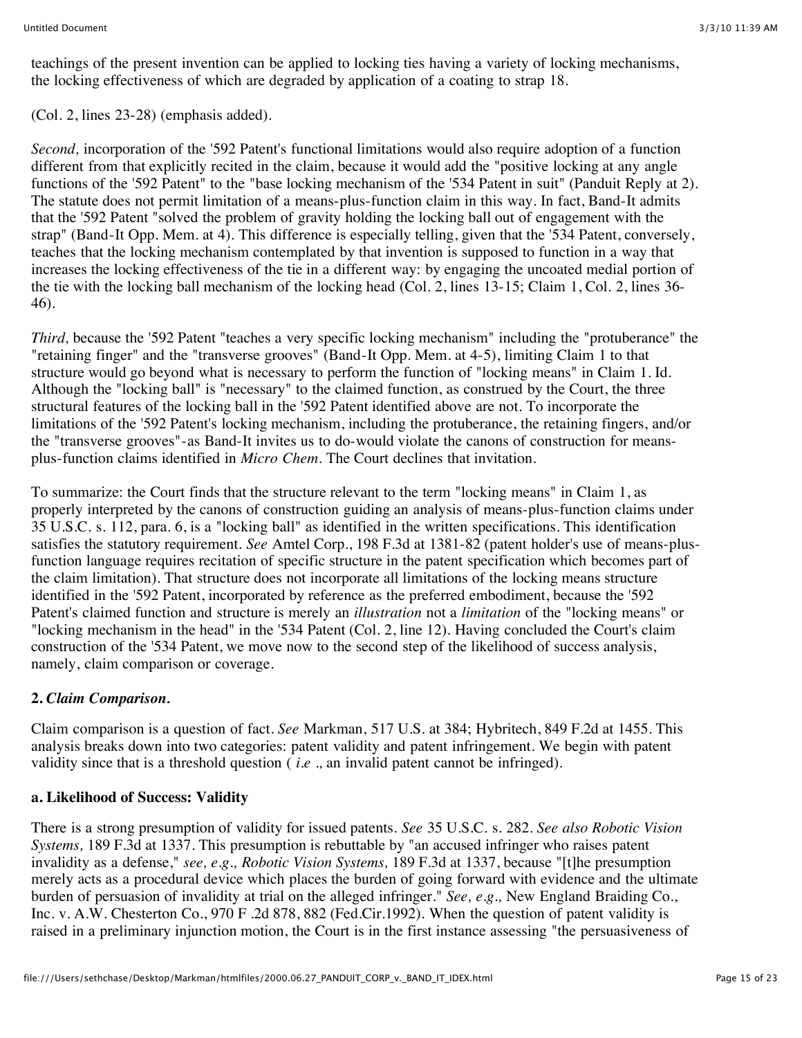teachings of the present invention can be applied to locking ties having a variety of locking mechanisms, the locking effectiveness of which are degraded by application of a coating to strap 18.

(Col. 2, lines 23-28) (emphasis added).

*Second,* incorporation of the '592 Patent's functional limitations would also require adoption of a function different from that explicitly recited in the claim, because it would add the "positive locking at any angle functions of the '592 Patent" to the "base locking mechanism of the '534 Patent in suit" (Panduit Reply at 2). The statute does not permit limitation of a means-plus-function claim in this way. In fact, Band-It admits that the '592 Patent "solved the problem of gravity holding the locking ball out of engagement with the strap" (Band-It Opp. Mem. at 4). This difference is especially telling, given that the '534 Patent, conversely, teaches that the locking mechanism contemplated by that invention is supposed to function in a way that increases the locking effectiveness of the tie in a different way: by engaging the uncoated medial portion of the tie with the locking ball mechanism of the locking head (Col. 2, lines 13-15; Claim 1, Col. 2, lines 36-46).

*Third,* because the '592 Patent "teaches a very specific locking mechanism" including the "protuberance" the "retaining finger" and the "transverse grooves" (Band-It Opp. Mem. at 4-5), limiting Claim 1 to that structure would go beyond what is necessary to perform the function of "locking means" in Claim 1. Id. Although the "locking ball" is "necessary" to the claimed function, as construed by the Court, the three structural features of the locking ball in the '592 Patent identified above are not. To incorporate the limitations of the '592 Patent's locking mechanism, including the protuberance, the retaining fingers, and/or the "transverse grooves"-as Band-It invites us to do-would violate the canons of construction for means-plus-function claims identified in *Micro Chem.* The Court declines that invitation.

To summarize: the Court finds that the structure relevant to the term "locking means" in Claim 1, as properly interpreted by the canons of construction guiding an analysis of means-plus-function claims under 35 U.S.C. s. 112, para. 6, is a "locking ball" as identified in the written specifications. This identification satisfies the statutory requirement. *See* Amtel Corp., 198 F.3d at 1381-82 (patent holder's use of means-plus-function language requires recitation of specific structure in the patent specification which becomes part of the claim limitation). That structure does not incorporate all limitations of the locking means structure identified in the '592 Patent, incorporated by reference as the preferred embodiment, because the '592 Patent's claimed function and structure is merely an *illustration* not a *limitation* of the "locking means" or "locking mechanism in the head" in the '534 Patent (Col. 2, line 12). Having concluded the Court's claim construction of the '534 Patent, we move now to the second step of the likelihood of success analysis, namely, claim comparison or coverage.

**2.** ***Claim Comparison.***

Claim comparison is a question of fact. *See* Markman, 517 U.S. at 384; Hybritech, 849 F.2d at 1455. This analysis breaks down into two categories: patent validity and patent infringement. We begin with patent validity since that is a threshold question ( *i.e .,* an invalid patent cannot be infringed).

**a. Likelihood of Success: Validity**

There is a strong presumption of validity for issued patents. *See* 35 U.S.C. s. 282. *See also Robotic Vision Systems,* 189 F.3d at 1337. This presumption is rebuttable by "an accused infringer who raises patent invalidity as a defense," *see, e.g., Robotic Vision Systems,* 189 F.3d at 1337, because "[t]he presumption merely acts as a procedural device which places the burden of going forward with evidence and the ultimate burden of persuasion of invalidity at trial on the alleged infringer." *See, e.g.,* New England Braiding Co., Inc. v. A.W. Chesterton Co., 970 F .2d 878, 882 (Fed.Cir.1992). When the question of patent validity is raised in a preliminary injunction motion, the Court is in the first instance assessing "the persuasiveness of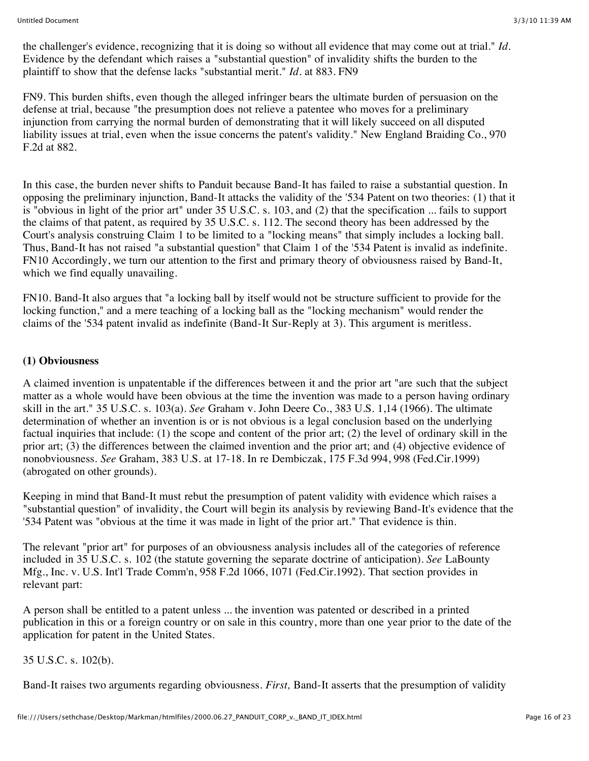the challenger's evidence, recognizing that it is doing so without all evidence that may come out at trial." *Id.* Evidence by the defendant which raises a "substantial question" of invalidity shifts the burden to the plaintiff to show that the defense lacks "substantial merit." *Id.* at 883. FN9

FN9. This burden shifts, even though the alleged infringer bears the ultimate burden of persuasion on the defense at trial, because "the presumption does not relieve a patentee who moves for a preliminary injunction from carrying the normal burden of demonstrating that it will likely succeed on all disputed liability issues at trial, even when the issue concerns the patent's validity." New England Braiding Co., 970 F.2d at 882.

In this case, the burden never shifts to Panduit because Band-It has failed to raise a substantial question. In opposing the preliminary injunction, Band-It attacks the validity of the '534 Patent on two theories: (1) that it is "obvious in light of the prior art" under 35 U.S.C. s. 103, and (2) that the specification ... fails to support the claims of that patent, as required by 35 U.S.C. s. 112. The second theory has been addressed by the Court's analysis construing Claim 1 to be limited to a "locking means" that simply includes a locking ball. Thus, Band-It has not raised "a substantial question" that Claim 1 of the '534 Patent is invalid as indefinite. FN10 Accordingly, we turn our attention to the first and primary theory of obviousness raised by Band-It, which we find equally unavailing.

FN10. Band-It also argues that "a locking ball by itself would not be structure sufficient to provide for the locking function," and a mere teaching of a locking ball as the "locking mechanism" would render the claims of the '534 patent invalid as indefinite (Band-It Sur-Reply at 3). This argument is meritless.

**(1) Obviousness**

A claimed invention is unpatentable if the differences between it and the prior art "are such that the subject matter as a whole would have been obvious at the time the invention was made to a person having ordinary skill in the art." 35 U.S.C. s. 103(a). *See* Graham v. John Deere Co., 383 U.S. 1,14 (1966). The ultimate determination of whether an invention is or is not obvious is a legal conclusion based on the underlying factual inquiries that include: (1) the scope and content of the prior art; (2) the level of ordinary skill in the prior art; (3) the differences between the claimed invention and the prior art; and (4) objective evidence of nonobviousness. *See* Graham, 383 U.S. at 17-18. In re Dembiczak, 175 F.3d 994, 998 (Fed.Cir.1999) (abrogated on other grounds).

Keeping in mind that Band-It must rebut the presumption of patent validity with evidence which raises a "substantial question" of invalidity, the Court will begin its analysis by reviewing Band-It's evidence that the '534 Patent was "obvious at the time it was made in light of the prior art." That evidence is thin.

The relevant "prior art" for purposes of an obviousness analysis includes all of the categories of reference included in 35 U.S.C. s. 102 (the statute governing the separate doctrine of anticipation). *See* LaBounty Mfg., Inc. v. U.S. Int'l Trade Comm'n, 958 F.2d 1066, 1071 (Fed.Cir.1992). That section provides in relevant part:

A person shall be entitled to a patent unless ... the invention was patented or described in a printed publication in this or a foreign country or on sale in this country, more than one year prior to the date of the application for patent in the United States.

35 U.S.C. s. 102(b).

Band-It raises two arguments regarding obviousness. *First,* Band-It asserts that the presumption of validity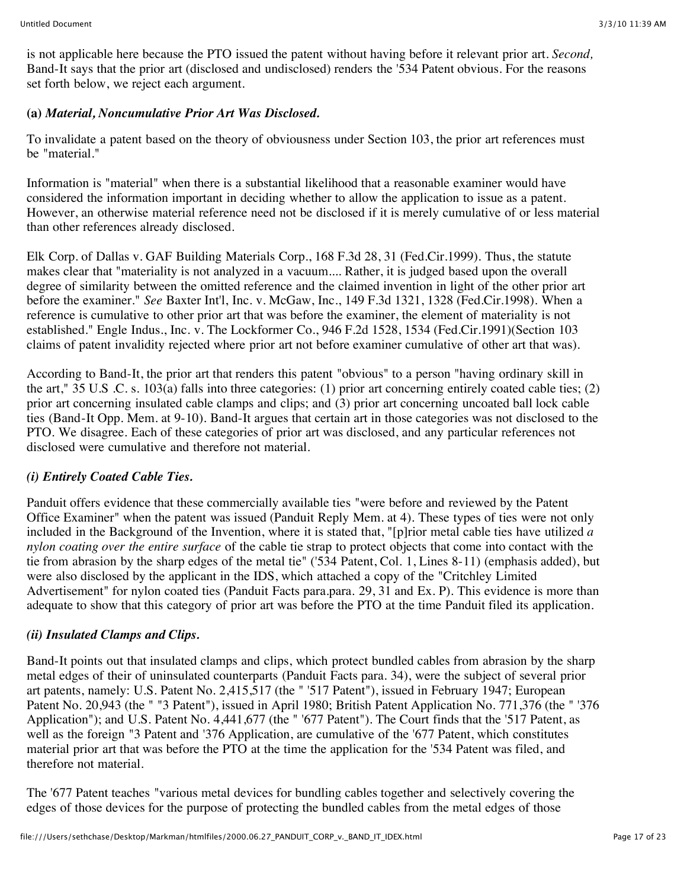is not applicable here because the PTO issued the patent without having before it relevant prior art. *Second,* Band-It says that the prior art (disclosed and undisclosed) renders the '534 Patent obvious. For the reasons set forth below, we reject each argument.

**(a)** ***Material, Noncumulative Prior Art Was Disclosed.***

To invalidate a patent based on the theory of obviousness under Section 103, the prior art references must be "material."

Information is "material" when there is a substantial likelihood that a reasonable examiner would have considered the information important in deciding whether to allow the application to issue as a patent. However, an otherwise material reference need not be disclosed if it is merely cumulative of or less material than other references already disclosed.

Elk Corp. of Dallas v. GAF Building Materials Corp., 168 F.3d 28, 31 (Fed.Cir.1999). Thus, the statute makes clear that "materiality is not analyzed in a vacuum.... Rather, it is judged based upon the overall degree of similarity between the omitted reference and the claimed invention in light of the other prior art before the examiner." *See* Baxter Int'l, Inc. v. McGaw, Inc., 149 F.3d 1321, 1328 (Fed.Cir.1998). When a reference is cumulative to other prior art that was before the examiner, the element of materiality is not established." Engle Indus., Inc. v. The Lockformer Co., 946 F.2d 1528, 1534 (Fed.Cir.1991)(Section 103 claims of patent invalidity rejected where prior art not before examiner cumulative of other art that was).

According to Band-It, the prior art that renders this patent "obvious" to a person "having ordinary skill in the art," 35 U.S .C. s. 103(a) falls into three categories: (1) prior art concerning entirely coated cable ties; (2) prior art concerning insulated cable clamps and clips; and (3) prior art concerning uncoated ball lock cable ties (Band-It Opp. Mem. at 9-10). Band-It argues that certain art in those categories was not disclosed to the PTO. We disagree. Each of these categories of prior art was disclosed, and any particular references not disclosed were cumulative and therefore not material.

***(i) Entirely Coated Cable Ties.***

Panduit offers evidence that these commercially available ties "were before and reviewed by the Patent Office Examiner" when the patent was issued (Panduit Reply Mem. at 4). These types of ties were not only included in the Background of the Invention, where it is stated that, "[p]rior metal cable ties have utilized *a nylon coating over the entire surface* of the cable tie strap to protect objects that come into contact with the tie from abrasion by the sharp edges of the metal tie" ('534 Patent, Col. 1, Lines 8-11) (emphasis added), but were also disclosed by the applicant in the IDS, which attached a copy of the "Critchley Limited Advertisement" for nylon coated ties (Panduit Facts para.para. 29, 31 and Ex. P). This evidence is more than adequate to show that this category of prior art was before the PTO at the time Panduit filed its application.

***(ii) Insulated Clamps and Clips.***

Band-It points out that insulated clamps and clips, which protect bundled cables from abrasion by the sharp metal edges of their of uninsulated counterparts (Panduit Facts para. 34), were the subject of several prior art patents, namely: U.S. Patent No. 2,415,517 (the " '517 Patent"), issued in February 1947; European Patent No. 20,943 (the " "3 Patent"), issued in April 1980; British Patent Application No. 771,376 (the " '376 Application"); and U.S. Patent No. 4,441,677 (the " '677 Patent"). The Court finds that the '517 Patent, as well as the foreign "3 Patent and '376 Application, are cumulative of the '677 Patent, which constitutes material prior art that was before the PTO at the time the application for the '534 Patent was filed, and therefore not material.

The '677 Patent teaches "various metal devices for bundling cables together and selectively covering the edges of those devices for the purpose of protecting the bundled cables from the metal edges of those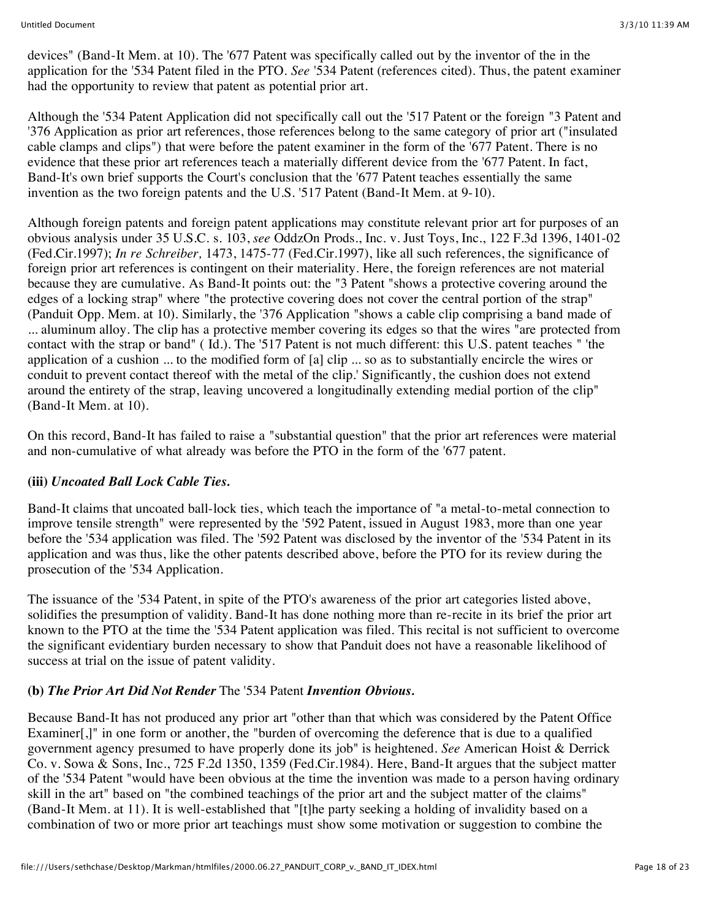devices" (Band-It Mem. at 10). The '677 Patent was specifically called out by the inventor of the in the application for the '534 Patent filed in the PTO. *See* '534 Patent (references cited). Thus, the patent examiner had the opportunity to review that patent as potential prior art.

Although the '534 Patent Application did not specifically call out the '517 Patent or the foreign "3 Patent and '376 Application as prior art references, those references belong to the same category of prior art ("insulated cable clamps and clips") that were before the patent examiner in the form of the '677 Patent. There is no evidence that these prior art references teach a materially different device from the '677 Patent. In fact, Band-It's own brief supports the Court's conclusion that the '677 Patent teaches essentially the same invention as the two foreign patents and the U.S. '517 Patent (Band-It Mem. at 9-10).

Although foreign patents and foreign patent applications may constitute relevant prior art for purposes of an obvious analysis under 35 U.S.C. s. 103, *see* OddzOn Prods., Inc. v. Just Toys, Inc., 122 F.3d 1396, 1401-02 (Fed.Cir.1997); *In re Schreiber,* 1473, 1475-77 (Fed.Cir.1997), like all such references, the significance of foreign prior art references is contingent on their materiality. Here, the foreign references are not material because they are cumulative. As Band-It points out: the "3 Patent "shows a protective covering around the edges of a locking strap" where "the protective covering does not cover the central portion of the strap" (Panduit Opp. Mem. at 10). Similarly, the '376 Application "shows a cable clip comprising a band made of ... aluminum alloy. The clip has a protective member covering its edges so that the wires "are protected from contact with the strap or band" ( Id.). The '517 Patent is not much different: this U.S. patent teaches " 'the application of a cushion ... to the modified form of [a] clip ... so as to substantially encircle the wires or conduit to prevent contact thereof with the metal of the clip.' Significantly, the cushion does not extend around the entirety of the strap, leaving uncovered a longitudinally extending medial portion of the clip" (Band-It Mem. at 10).

On this record, Band-It has failed to raise a "substantial question" that the prior art references were material and non-cumulative of what already was before the PTO in the form of the '677 patent.

**(iii)** ***Uncoated Ball Lock Cable Ties.***

Band-It claims that uncoated ball-lock ties, which teach the importance of "a metal-to-metal connection to improve tensile strength" were represented by the '592 Patent, issued in August 1983, more than one year before the '534 application was filed. The '592 Patent was disclosed by the inventor of the '534 Patent in its application and was thus, like the other patents described above, before the PTO for its review during the prosecution of the '534 Application.

The issuance of the '534 Patent, in spite of the PTO's awareness of the prior art categories listed above, solidifies the presumption of validity. Band-It has done nothing more than re-recite in its brief the prior art known to the PTO at the time the '534 Patent application was filed. This recital is not sufficient to overcome the significant evidentiary burden necessary to show that Panduit does not have a reasonable likelihood of success at trial on the issue of patent validity.

**(b)** ***The Prior Art Did Not Render*** The '534 Patent ***Invention Obvious.***

Because Band-It has not produced any prior art "other than that which was considered by the Patent Office Examiner[,]" in one form or another, the "burden of overcoming the deference that is due to a qualified government agency presumed to have properly done its job" is heightened. *See* American Hoist & Derrick Co. v. Sowa & Sons, Inc., 725 F.2d 1350, 1359 (Fed.Cir.1984). Here, Band-It argues that the subject matter of the '534 Patent "would have been obvious at the time the invention was made to a person having ordinary skill in the art" based on "the combined teachings of the prior art and the subject matter of the claims" (Band-It Mem. at 11). It is well-established that "[t]he party seeking a holding of invalidity based on a combination of two or more prior art teachings must show some motivation or suggestion to combine the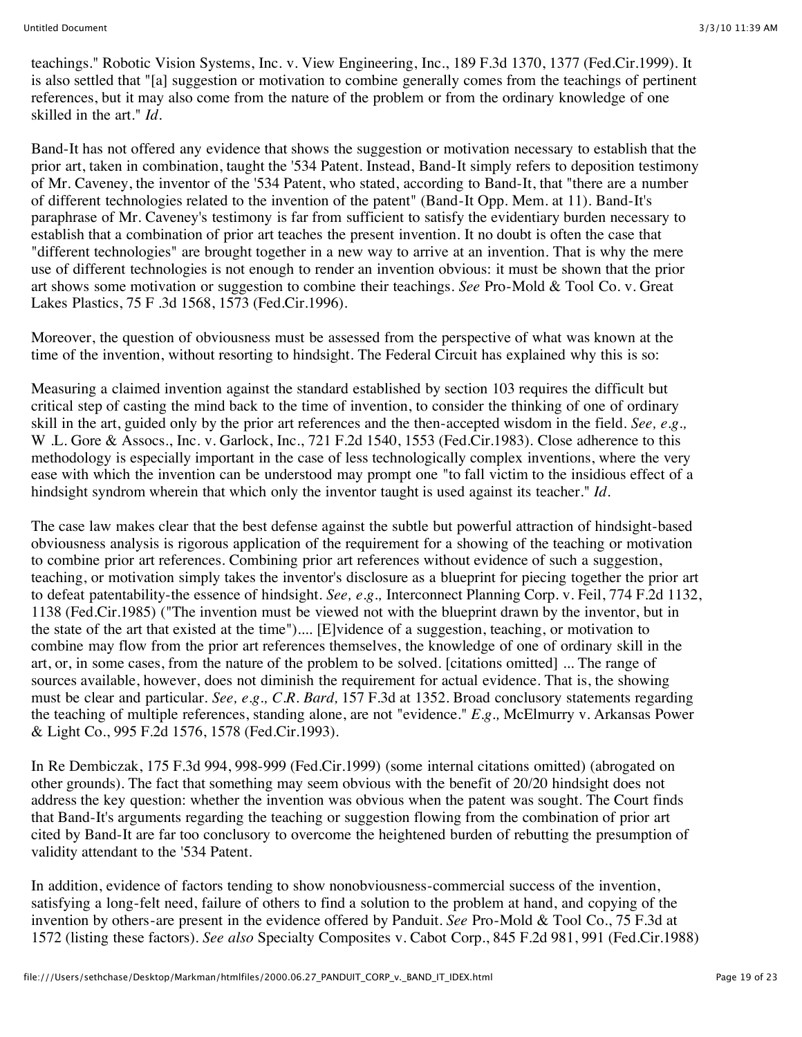teachings." Robotic Vision Systems, Inc. v. View Engineering, Inc., 189 F.3d 1370, 1377 (Fed.Cir.1999). It is also settled that "[a] suggestion or motivation to combine generally comes from the teachings of pertinent references, but it may also come from the nature of the problem or from the ordinary knowledge of one skilled in the art." *Id.*

Band-It has not offered any evidence that shows the suggestion or motivation necessary to establish that the prior art, taken in combination, taught the '534 Patent. Instead, Band-It simply refers to deposition testimony of Mr. Caveney, the inventor of the '534 Patent, who stated, according to Band-It, that "there are a number of different technologies related to the invention of the patent" (Band-It Opp. Mem. at 11). Band-It's paraphrase of Mr. Caveney's testimony is far from sufficient to satisfy the evidentiary burden necessary to establish that a combination of prior art teaches the present invention. It no doubt is often the case that "different technologies" are brought together in a new way to arrive at an invention. That is why the mere use of different technologies is not enough to render an invention obvious: it must be shown that the prior art shows some motivation or suggestion to combine their teachings. *See* Pro-Mold & Tool Co. v. Great Lakes Plastics, 75 F .3d 1568, 1573 (Fed.Cir.1996).

Moreover, the question of obviousness must be assessed from the perspective of what was known at the time of the invention, without resorting to hindsight. The Federal Circuit has explained why this is so:

Measuring a claimed invention against the standard established by section 103 requires the difficult but critical step of casting the mind back to the time of invention, to consider the thinking of one of ordinary skill in the art, guided only by the prior art references and the then-accepted wisdom in the field. *See, e.g.,* W .L. Gore & Assocs., Inc. v. Garlock, Inc., 721 F.2d 1540, 1553 (Fed.Cir.1983). Close adherence to this methodology is especially important in the case of less technologically complex inventions, where the very ease with which the invention can be understood may prompt one "to fall victim to the insidious effect of a hindsight syndrom wherein that which only the inventor taught is used against its teacher." *Id.*

The case law makes clear that the best defense against the subtle but powerful attraction of hindsight-based obviousness analysis is rigorous application of the requirement for a showing of the teaching or motivation to combine prior art references. Combining prior art references without evidence of such a suggestion, teaching, or motivation simply takes the inventor's disclosure as a blueprint for piecing together the prior art to defeat patentability-the essence of hindsight. *See, e.g.,* Interconnect Planning Corp. v. Feil, 774 F.2d 1132, 1138 (Fed.Cir.1985) ("The invention must be viewed not with the blueprint drawn by the inventor, but in the state of the art that existed at the time").... [E]vidence of a suggestion, teaching, or motivation to combine may flow from the prior art references themselves, the knowledge of one of ordinary skill in the art, or, in some cases, from the nature of the problem to be solved. [citations omitted] ... The range of sources available, however, does not diminish the requirement for actual evidence. That is, the showing must be clear and particular. *See, e.g., C.R. Bard,* 157 F.3d at 1352. Broad conclusory statements regarding the teaching of multiple references, standing alone, are not "evidence." *E.g.,* McElmurry v. Arkansas Power & Light Co., 995 F.2d 1576, 1578 (Fed.Cir.1993).

In Re Dembiczak, 175 F.3d 994, 998-999 (Fed.Cir.1999) (some internal citations omitted) (abrogated on other grounds). The fact that something may seem obvious with the benefit of 20/20 hindsight does not address the key question: whether the invention was obvious when the patent was sought. The Court finds that Band-It's arguments regarding the teaching or suggestion flowing from the combination of prior art cited by Band-It are far too conclusory to overcome the heightened burden of rebutting the presumption of validity attendant to the '534 Patent.

In addition, evidence of factors tending to show nonobviousness-commercial success of the invention, satisfying a long-felt need, failure of others to find a solution to the problem at hand, and copying of the invention by others-are present in the evidence offered by Panduit. *See* Pro-Mold & Tool Co., 75 F.3d at 1572 (listing these factors). *See also* Specialty Composites v. Cabot Corp., 845 F.2d 981, 991 (Fed.Cir.1988)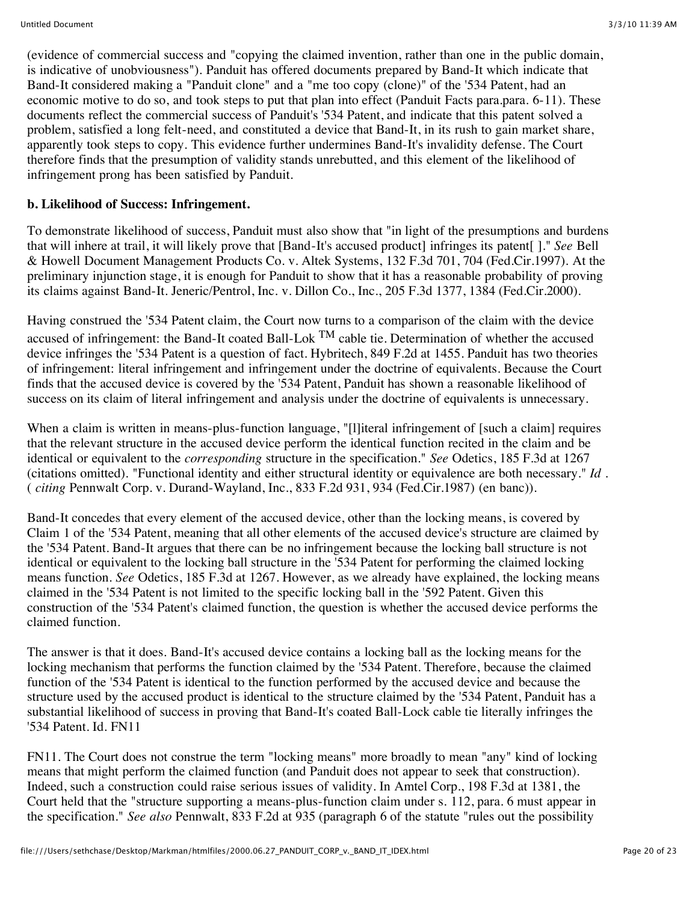(evidence of commercial success and "copying the claimed invention, rather than one in the public domain, is indicative of unobviousness"). Panduit has offered documents prepared by Band-It which indicate that Band-It considered making a "Panduit clone" and a "me too copy (clone)" of the '534 Patent, had an economic motive to do so, and took steps to put that plan into effect (Panduit Facts para.para. 6-11). These documents reflect the commercial success of Panduit's '534 Patent, and indicate that this patent solved a problem, satisfied a long felt-need, and constituted a device that Band-It, in its rush to gain market share, apparently took steps to copy. This evidence further undermines Band-It's invalidity defense. The Court therefore finds that the presumption of validity stands unrebutted, and this element of the likelihood of infringement prong has been satisfied by Panduit.

**b. Likelihood of Success: Infringement.**

To demonstrate likelihood of success, Panduit must also show that "in light of the presumptions and burdens that will inhere at trail, it will likely prove that [Band-It's accused product] infringes its patent[ ]." *See* Bell & Howell Document Management Products Co. v. Altek Systems, 132 F.3d 701, 704 (Fed.Cir.1997). At the preliminary injunction stage, it is enough for Panduit to show that it has a reasonable probability of proving its claims against Band-It. Jeneric/Pentrol, Inc. v. Dillon Co., Inc., 205 F.3d 1377, 1384 (Fed.Cir.2000).

Having construed the '534 Patent claim, the Court now turns to a comparison of the claim with the device accused of infringement: the Band-It coated Ball-Lok TM cable tie. Determination of whether the accused device infringes the '534 Patent is a question of fact. Hybritech, 849 F.2d at 1455. Panduit has two theories of infringement: literal infringement and infringement under the doctrine of equivalents. Because the Court finds that the accused device is covered by the '534 Patent, Panduit has shown a reasonable likelihood of success on its claim of literal infringement and analysis under the doctrine of equivalents is unnecessary.

When a claim is written in means-plus-function language, "[l]iteral infringement of [such a claim] requires that the relevant structure in the accused device perform the identical function recited in the claim and be identical or equivalent to the *corresponding* structure in the specification." *See* Odetics, 185 F.3d at 1267 (citations omitted). "Functional identity and either structural identity or equivalence are both necessary." *Id* . ( *citing* Pennwalt Corp. v. Durand-Wayland, Inc., 833 F.2d 931, 934 (Fed.Cir.1987) (en banc)).

Band-It concedes that every element of the accused device, other than the locking means, is covered by Claim 1 of the '534 Patent, meaning that all other elements of the accused device's structure are claimed by the '534 Patent. Band-It argues that there can be no infringement because the locking ball structure is not identical or equivalent to the locking ball structure in the '534 Patent for performing the claimed locking means function. *See* Odetics, 185 F.3d at 1267. However, as we already have explained, the locking means claimed in the '534 Patent is not limited to the specific locking ball in the '592 Patent. Given this construction of the '534 Patent's claimed function, the question is whether the accused device performs the claimed function.

The answer is that it does. Band-It's accused device contains a locking ball as the locking means for the locking mechanism that performs the function claimed by the '534 Patent. Therefore, because the claimed function of the '534 Patent is identical to the function performed by the accused device and because the structure used by the accused product is identical to the structure claimed by the '534 Patent, Panduit has a substantial likelihood of success in proving that Band-It's coated Ball-Lock cable tie literally infringes the '534 Patent. Id. FN11

FN11. The Court does not construe the term "locking means" more broadly to mean "any" kind of locking means that might perform the claimed function (and Panduit does not appear to seek that construction). Indeed, such a construction could raise serious issues of validity. In Amtel Corp., 198 F.3d at 1381, the Court held that the "structure supporting a means-plus-function claim under s. 112, para. 6 must appear in the specification." *See also* Pennwalt, 833 F.2d at 935 (paragraph 6 of the statute "rules out the possibility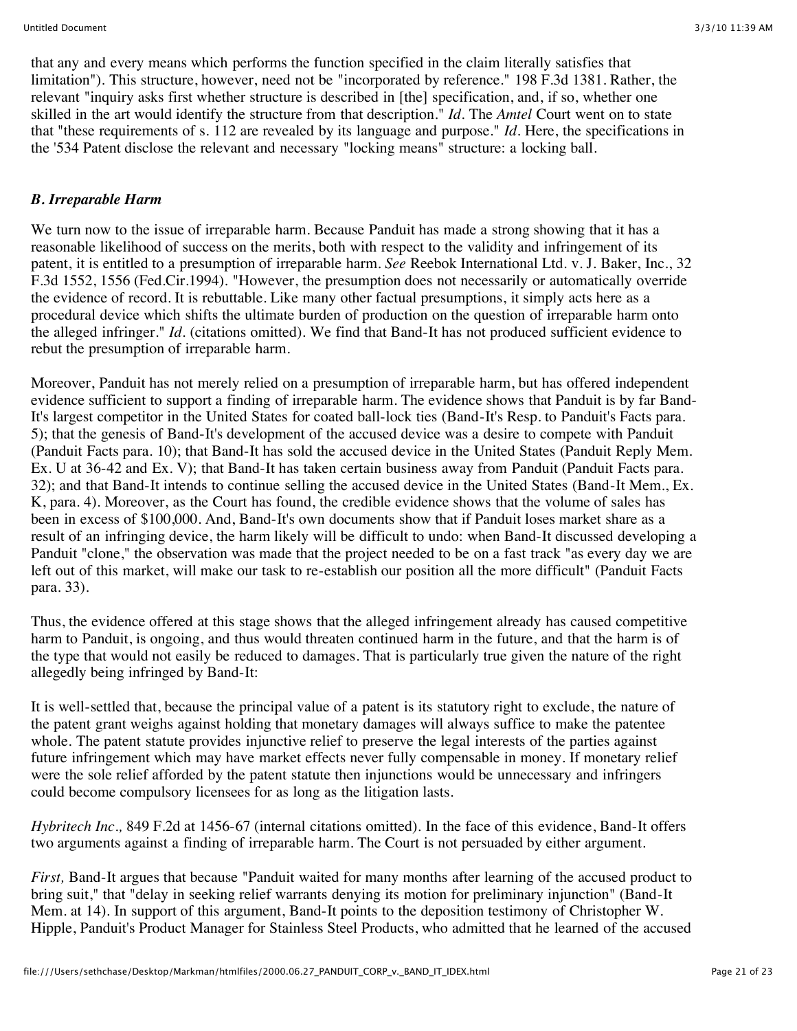that any and every means which performs the function specified in the claim literally satisfies that limitation"). This structure, however, need not be "incorporated by reference." 198 F.3d 1381. Rather, the relevant "inquiry asks first whether structure is described in [the] specification, and, if so, whether one skilled in the art would identify the structure from that description." *Id.* The *Amtel* Court went on to state that "these requirements of s. 112 are revealed by its language and purpose." *Id.* Here, the specifications in the '534 Patent disclose the relevant and necessary "locking means" structure: a locking ball.

### *B. Irreparable Harm*

We turn now to the issue of irreparable harm. Because Panduit has made a strong showing that it has a reasonable likelihood of success on the merits, both with respect to the validity and infringement of its patent, it is entitled to a presumption of irreparable harm. *See* Reebok International Ltd. v. J. Baker, Inc., 32 F.3d 1552, 1556 (Fed.Cir.1994). "However, the presumption does not necessarily or automatically override the evidence of record. It is rebuttable. Like many other factual presumptions, it simply acts here as a procedural device which shifts the ultimate burden of production on the question of irreparable harm onto the alleged infringer." *Id.* (citations omitted). We find that Band-It has not produced sufficient evidence to rebut the presumption of irreparable harm.

Moreover, Panduit has not merely relied on a presumption of irreparable harm, but has offered independent evidence sufficient to support a finding of irreparable harm. The evidence shows that Panduit is by far Band-It's largest competitor in the United States for coated ball-lock ties (Band-It's Resp. to Panduit's Facts para. 5); that the genesis of Band-It's development of the accused device was a desire to compete with Panduit (Panduit Facts para. 10); that Band-It has sold the accused device in the United States (Panduit Reply Mem. Ex. U at 36-42 and Ex. V); that Band-It has taken certain business away from Panduit (Panduit Facts para. 32); and that Band-It intends to continue selling the accused device in the United States (Band-It Mem., Ex. K, para. 4). Moreover, as the Court has found, the credible evidence shows that the volume of sales has been in excess of $100,000. And, Band-It's own documents show that if Panduit loses market share as a result of an infringing device, the harm likely will be difficult to undo: when Band-It discussed developing a Panduit "clone," the observation was made that the project needed to be on a fast track "as every day we are left out of this market, will make our task to re-establish our position all the more difficult" (Panduit Facts para. 33).

Thus, the evidence offered at this stage shows that the alleged infringement already has caused competitive harm to Panduit, is ongoing, and thus would threaten continued harm in the future, and that the harm is of the type that would not easily be reduced to damages. That is particularly true given the nature of the right allegedly being infringed by Band-It:

It is well-settled that, because the principal value of a patent is its statutory right to exclude, the nature of the patent grant weighs against holding that monetary damages will always suffice to make the patentee whole. The patent statute provides injunctive relief to preserve the legal interests of the parties against future infringement which may have market effects never fully compensable in money. If monetary relief were the sole relief afforded by the patent statute then injunctions would be unnecessary and infringers could become compulsory licensees for as long as the litigation lasts.

*Hybritech Inc.,* 849 F.2d at 1456-67 (internal citations omitted). In the face of this evidence, Band-It offers two arguments against a finding of irreparable harm. The Court is not persuaded by either argument.

*First,* Band-It argues that because "Panduit waited for many months after learning of the accused product to bring suit," that "delay in seeking relief warrants denying its motion for preliminary injunction" (Band-It Mem. at 14). In support of this argument, Band-It points to the deposition testimony of Christopher W. Hipple, Panduit's Product Manager for Stainless Steel Products, who admitted that he learned of the accused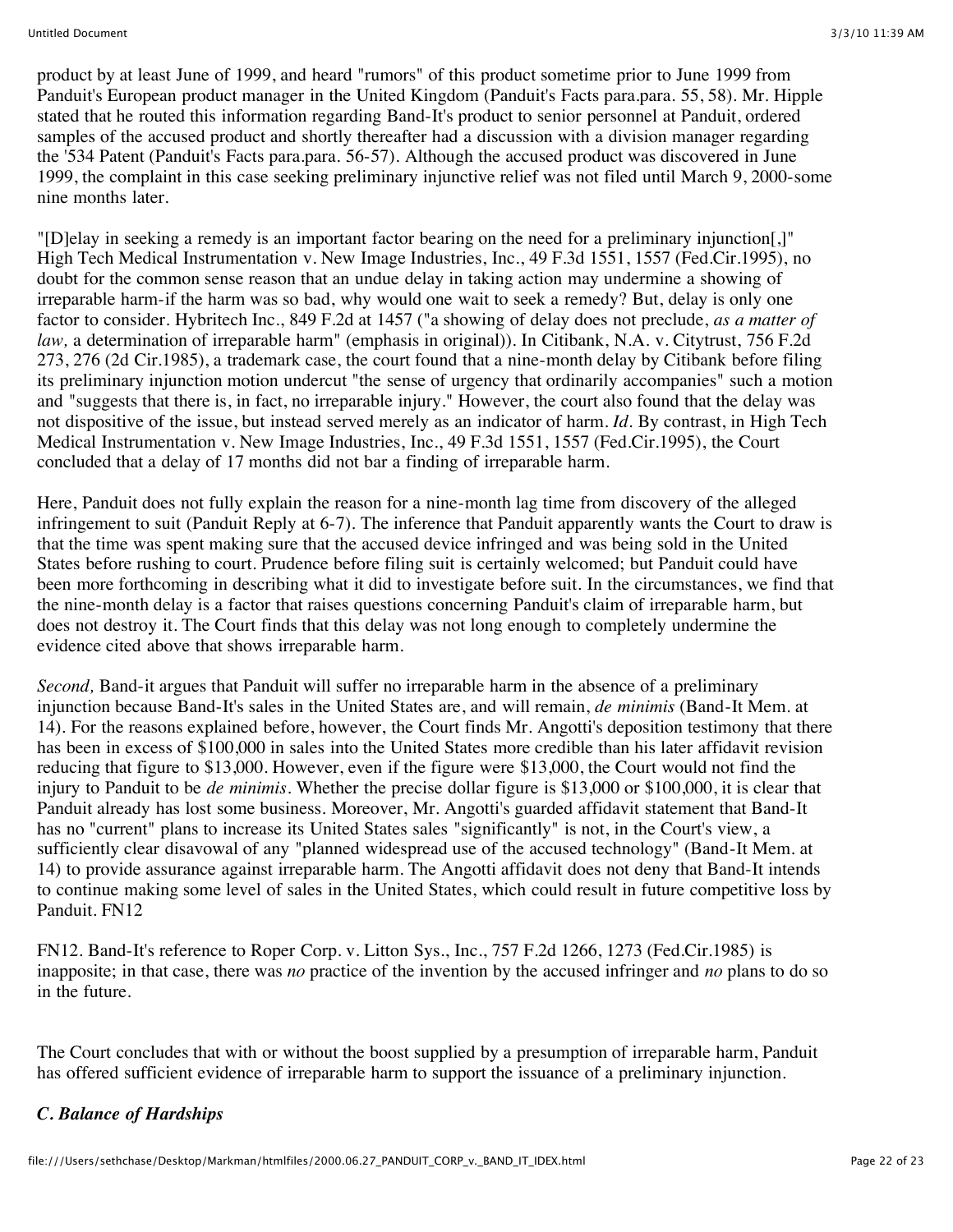product by at least June of 1999, and heard "rumors" of this product sometime prior to June 1999 from Panduit's European product manager in the United Kingdom (Panduit's Facts para.para. 55, 58). Mr. Hipple stated that he routed this information regarding Band-It's product to senior personnel at Panduit, ordered samples of the accused product and shortly thereafter had a discussion with a division manager regarding the '534 Patent (Panduit's Facts para.para. 56-57). Although the accused product was discovered in June 1999, the complaint in this case seeking preliminary injunctive relief was not filed until March 9, 2000-some nine months later.

"[D]elay in seeking a remedy is an important factor bearing on the need for a preliminary injunction[,]" High Tech Medical Instrumentation v. New Image Industries, Inc., 49 F.3d 1551, 1557 (Fed.Cir.1995), no doubt for the common sense reason that an undue delay in taking action may undermine a showing of irreparable harm-if the harm was so bad, why would one wait to seek a remedy? But, delay is only one factor to consider. Hybritech Inc., 849 F.2d at 1457 ("a showing of delay does not preclude, *as a matter of law,* a determination of irreparable harm" (emphasis in original)). In Citibank, N.A. v. Citytrust, 756 F.2d 273, 276 (2d Cir.1985), a trademark case, the court found that a nine-month delay by Citibank before filing its preliminary injunction motion undercut "the sense of urgency that ordinarily accompanies" such a motion and "suggests that there is, in fact, no irreparable injury." However, the court also found that the delay was not dispositive of the issue, but instead served merely as an indicator of harm. *Id.* By contrast, in High Tech Medical Instrumentation v. New Image Industries, Inc., 49 F.3d 1551, 1557 (Fed.Cir.1995), the Court concluded that a delay of 17 months did not bar a finding of irreparable harm.

Here, Panduit does not fully explain the reason for a nine-month lag time from discovery of the alleged infringement to suit (Panduit Reply at 6-7). The inference that Panduit apparently wants the Court to draw is that the time was spent making sure that the accused device infringed and was being sold in the United States before rushing to court. Prudence before filing suit is certainly welcomed; but Panduit could have been more forthcoming in describing what it did to investigate before suit. In the circumstances, we find that the nine-month delay is a factor that raises questions concerning Panduit's claim of irreparable harm, but does not destroy it. The Court finds that this delay was not long enough to completely undermine the evidence cited above that shows irreparable harm.

*Second,* Band-it argues that Panduit will suffer no irreparable harm in the absence of a preliminary injunction because Band-It's sales in the United States are, and will remain, *de minimis* (Band-It Mem. at 14). For the reasons explained before, however, the Court finds Mr. Angotti's deposition testimony that there has been in excess of $100,000 in sales into the United States more credible than his later affidavit revision reducing that figure to $13,000. However, even if the figure were $13,000, the Court would not find the injury to Panduit to be *de minimis*. Whether the precise dollar figure is $13,000 or $100,000, it is clear that Panduit already has lost some business. Moreover, Mr. Angotti's guarded affidavit statement that Band-It has no "current" plans to increase its United States sales "significantly" is not, in the Court's view, a sufficiently clear disavowal of any "planned widespread use of the accused technology" (Band-It Mem. at 14) to provide assurance against irreparable harm. The Angotti affidavit does not deny that Band-It intends to continue making some level of sales in the United States, which could result in future competitive loss by Panduit. FN12

FN12. Band-It's reference to Roper Corp. v. Litton Sys., Inc., 757 F.2d 1266, 1273 (Fed.Cir.1985) is inapposite; in that case, there was *no* practice of the invention by the accused infringer and *no* plans to do so in the future.

The Court concludes that with or without the boost supplied by a presumption of irreparable harm, Panduit has offered sufficient evidence of irreparable harm to support the issuance of a preliminary injunction.

### *C. Balance of Hardships*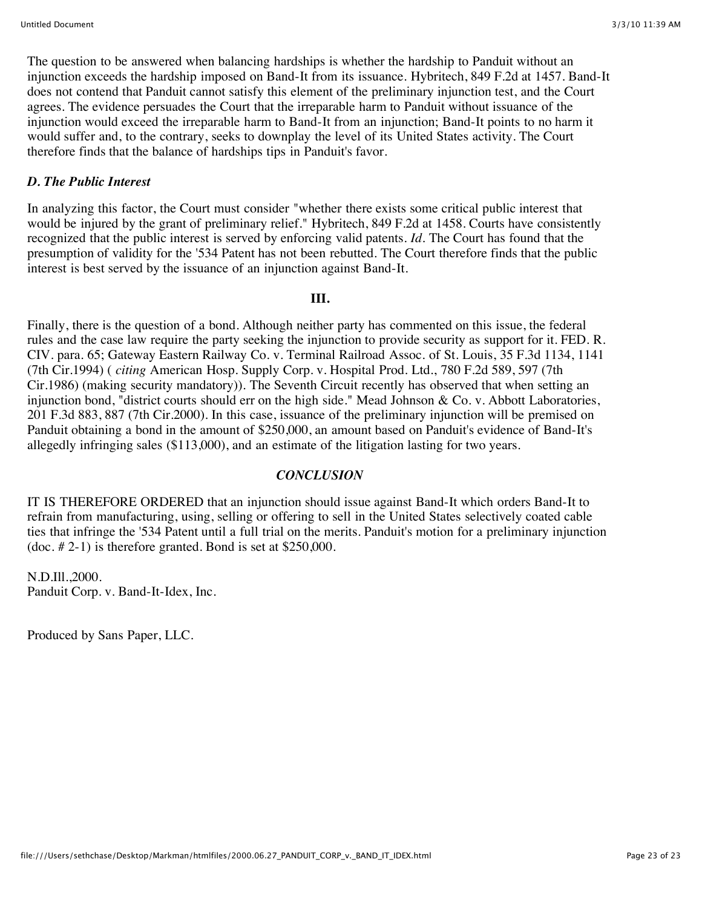The question to be answered when balancing hardships is whether the hardship to Panduit without an injunction exceeds the hardship imposed on Band-It from its issuance. Hybritech, 849 F.2d at 1457. Band-It does not contend that Panduit cannot satisfy this element of the preliminary injunction test, and the Court agrees. The evidence persuades the Court that the irreparable harm to Panduit without issuance of the injunction would exceed the irreparable harm to Band-It from an injunction; Band-It points to no harm it would suffer and, to the contrary, seeks to downplay the level of its United States activity. The Court therefore finds that the balance of hardships tips in Panduit's favor.

### *D. The Public Interest*

In analyzing this factor, the Court must consider "whether there exists some critical public interest that would be injured by the grant of preliminary relief." Hybritech, 849 F.2d at 1458. Courts have consistently recognized that the public interest is served by enforcing valid patents. *Id.* The Court has found that the presumption of validity for the '534 Patent has not been rebutted. The Court therefore finds that the public interest is best served by the issuance of an injunction against Band-It.

## III.

Finally, there is the question of a bond. Although neither party has commented on this issue, the federal rules and the case law require the party seeking the injunction to provide security as support for it. FED. R. CIV. para. 65; Gateway Eastern Railway Co. v. Terminal Railroad Assoc. of St. Louis, 35 F.3d 1134, 1141 (7th Cir.1994) ( *citing* American Hosp. Supply Corp. v. Hospital Prod. Ltd., 780 F.2d 589, 597 (7th Cir.1986) (making security mandatory)). The Seventh Circuit recently has observed that when setting an injunction bond, "district courts should err on the high side." Mead Johnson & Co. v. Abbott Laboratories, 201 F.3d 883, 887 (7th Cir.2000). In this case, issuance of the preliminary injunction will be premised on Panduit obtaining a bond in the amount of $250,000, an amount based on Panduit's evidence of Band-It's allegedly infringing sales ($113,000), and an estimate of the litigation lasting for two years.

## *CONCLUSION*

IT IS THEREFORE ORDERED that an injunction should issue against Band-It which orders Band-It to refrain from manufacturing, using, selling or offering to sell in the United States selectively coated cable ties that infringe the '534 Patent until a full trial on the merits. Panduit's motion for a preliminary injunction (doc. # 2-1) is therefore granted. Bond is set at $250,000.

N.D.Ill.,2000.
Panduit Corp. v. Band-It-Idex, Inc.

Produced by Sans Paper, LLC.